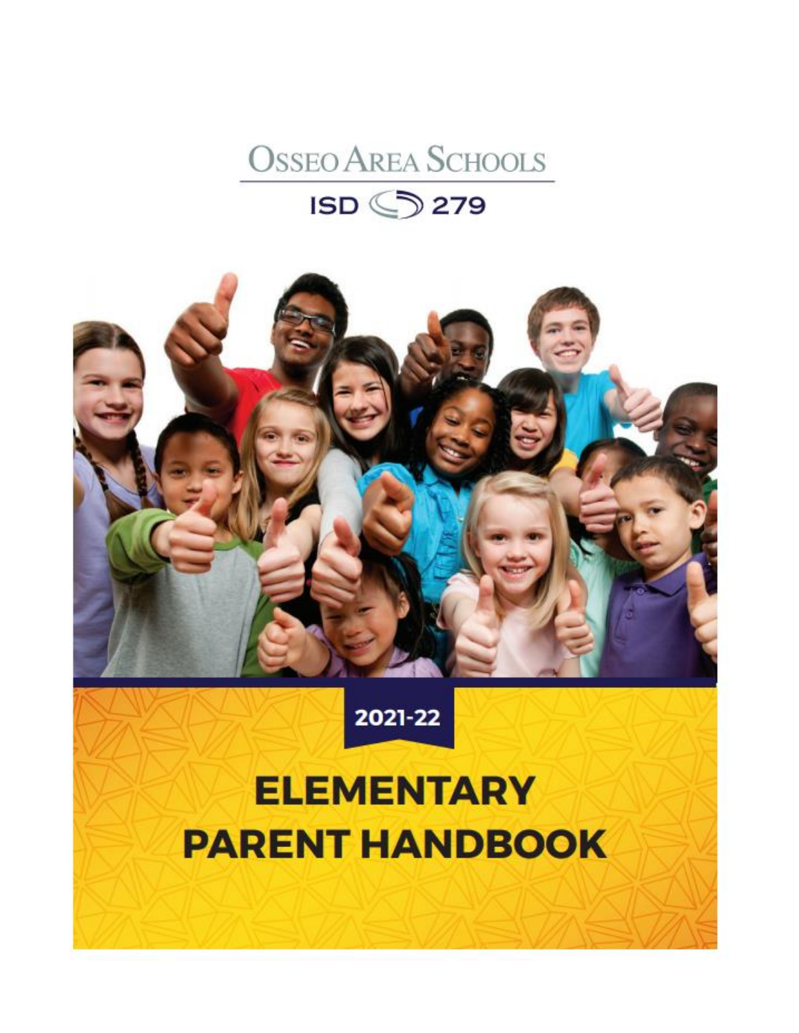OSSEO AREA SCHOOLS

ISD 279

2021-22

# ELEMENTARY PARENT HANDBOOK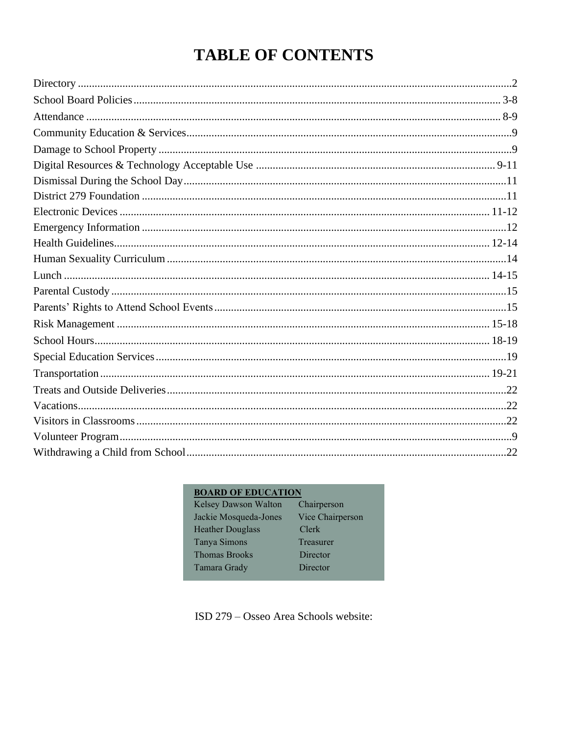# TABLE OF CONTENTS

| Section | Page |
|---|---|
| Directory | 2 |
| School Board Policies | 3-8 |
| Attendance | 8-9 |
| Community Education & Services | 9 |
| Damage to School Property | 9 |
| Digital Resources & Technology Acceptable Use | 9-11 |
| Dismissal During the School Day | 11 |
| District 279 Foundation | 11 |
| Electronic Devices | 11-12 |
| Emergency Information | 12 |
| Health Guidelines | 12-14 |
| Human Sexuality Curriculum | 14 |
| Lunch | 14-15 |
| Parental Custody | 15 |
| Parents' Rights to Attend School Events | 15 |
| Risk Management | 15-18 |
| School Hours | 18-19 |
| Special Education Services | 19 |
| Transportation | 19-21 |
| Treats and Outside Deliveries | 22 |
| Vacations | 22 |
| Visitors in Classrooms | 22 |
| Volunteer Program | 9 |
| Withdrawing a Child from School | 22 |

**BOARD OF EDUCATION**

| Name | Position |
|---|---|
| Kelsey Dawson Walton | Chairperson |
| Jackie Mosqueda-Jones | Vice Chairperson |
| Heather Douglass | Clerk |
| Tanya Simons | Treasurer |
| Thomas Brooks | Director |
| Tamara Grady | Director |

ISD 279 – Osseo Area Schools website: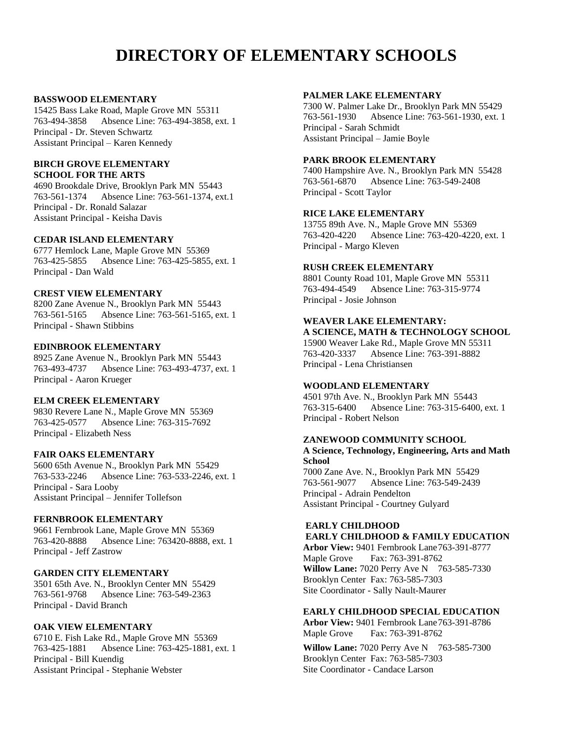# DIRECTORY OF ELEMENTARY SCHOOLS

**BASSWOOD ELEMENTARY**
15425 Bass Lake Road, Maple Grove MN 55311
763-494-3858 Absence Line: 763-494-3858, ext. 1
Principal - Dr. Steven Schwartz
Assistant Principal – Karen Kennedy

**BIRCH GROVE ELEMENTARY SCHOOL FOR THE ARTS**
4690 Brookdale Drive, Brooklyn Park MN 55443
763-561-1374 Absence Line: 763-561-1374, ext.1
Principal - Dr. Ronald Salazar
Assistant Principal - Keisha Davis

**CEDAR ISLAND ELEMENTARY**
6777 Hemlock Lane, Maple Grove MN 55369
763-425-5855 Absence Line: 763-425-5855, ext. 1
Principal - Dan Wald

**CREST VIEW ELEMENTARY**
8200 Zane Avenue N., Brooklyn Park MN 55443
763-561-5165 Absence Line: 763-561-5165, ext. 1
Principal - Shawn Stibbins

**EDINBROOK ELEMENTARY**
8925 Zane Avenue N., Brooklyn Park MN 55443
763-493-4737 Absence Line: 763-493-4737, ext. 1
Principal - Aaron Krueger

**ELM CREEK ELEMENTARY**
9830 Revere Lane N., Maple Grove MN 55369
763-425-0577 Absence Line: 763-315-7692
Principal - Elizabeth Ness

**FAIR OAKS ELEMENTARY**
5600 65th Avenue N., Brooklyn Park MN 55429
763-533-2246 Absence Line: 763-533-2246, ext. 1
Principal - Sara Looby
Assistant Principal – Jennifer Tollefson

**FERNBROOK ELEMENTARY**
9661 Fernbrook Lane, Maple Grove MN 55369
763-420-8888 Absence Line: 763420-8888, ext. 1
Principal - Jeff Zastrow

**GARDEN CITY ELEMENTARY**
3501 65th Ave. N., Brooklyn Center MN 55429
763-561-9768 Absence Line: 763-549-2363
Principal - David Branch

**OAK VIEW ELEMENTARY**
6710 E. Fish Lake Rd., Maple Grove MN 55369
763-425-1881 Absence Line: 763-425-1881, ext. 1
Principal - Bill Kuendig
Assistant Principal - Stephanie Webster

**PALMER LAKE ELEMENTARY**
7300 W. Palmer Lake Dr., Brooklyn Park MN 55429
763-561-1930 Absence Line: 763-561-1930, ext. 1
Principal - Sarah Schmidt
Assistant Principal – Jamie Boyle

**PARK BROOK ELEMENTARY**
7400 Hampshire Ave. N., Brooklyn Park MN 55428
763-561-6870 Absence Line: 763-549-2408
Principal - Scott Taylor

**RICE LAKE ELEMENTARY**
13755 89th Ave. N., Maple Grove MN 55369
763-420-4220 Absence Line: 763-420-4220, ext. 1
Principal - Margo Kleven

**RUSH CREEK ELEMENTARY**
8801 County Road 101, Maple Grove MN 55311
763-494-4549 Absence Line: 763-315-9774
Principal - Josie Johnson

**WEAVER LAKE ELEMENTARY: A SCIENCE, MATH & TECHNOLOGY SCHOOL**
15900 Weaver Lake Rd., Maple Grove MN 55311
763-420-3337 Absence Line: 763-391-8882
Principal - Lena Christiansen

**WOODLAND ELEMENTARY**
4501 97th Ave. N., Brooklyn Park MN 55443
763-315-6400 Absence Line: 763-315-6400, ext. 1
Principal - Robert Nelson

**ZANEWOOD COMMUNITY SCHOOL**
**A Science, Technology, Engineering, Arts and Math School**
7000 Zane Ave. N., Brooklyn Park MN 55429
763-561-9077 Absence Line: 763-549-2439
Principal - Adrain Pendelton
Assistant Principal - Courtney Gulyard

**EARLY CHILDHOOD**
**EARLY CHILDHOOD & FAMILY EDUCATION**
**Arbor View:** 9401 Fernbrook Lane 763-391-8777
Maple Grove Fax: 763-391-8762
**Willow Lane:** 7020 Perry Ave N 763-585-7330
Brooklyn Center Fax: 763-585-7303
Site Coordinator - Sally Nault-Maurer

**EARLY CHILDHOOD SPECIAL EDUCATION**
**Arbor View:** 9401 Fernbrook Lane 763-391-8786
Maple Grove Fax: 763-391-8762
**Willow Lane:** 7020 Perry Ave N 763-585-7300
Brooklyn Center Fax: 763-585-7303
Site Coordinator - Candace Larson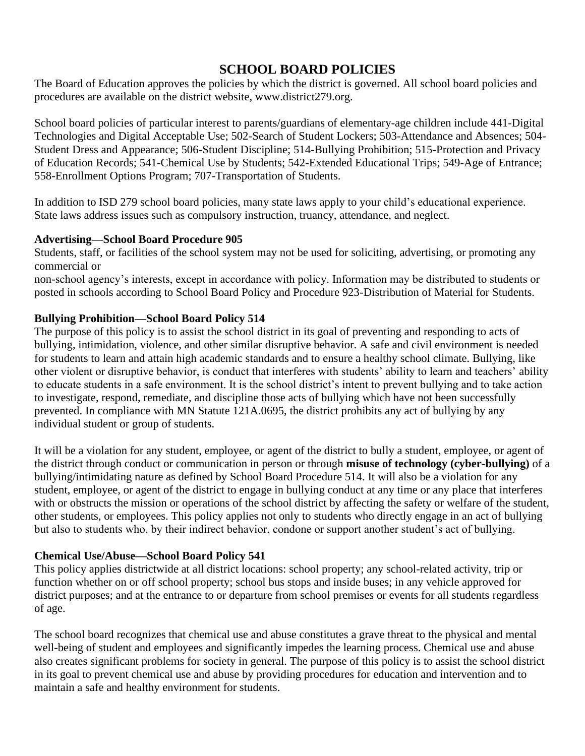# SCHOOL BOARD POLICIES

The Board of Education approves the policies by which the district is governed. All school board policies and procedures are available on the district website, www.district279.org.

School board policies of particular interest to parents/guardians of elementary-age children include 441-Digital Technologies and Digital Acceptable Use; 502-Search of Student Lockers; 503-Attendance and Absences; 504-Student Dress and Appearance; 506-Student Discipline; 514-Bullying Prohibition; 515-Protection and Privacy of Education Records; 541-Chemical Use by Students; 542-Extended Educational Trips; 549-Age of Entrance; 558-Enrollment Options Program; 707-Transportation of Students.

In addition to ISD 279 school board policies, many state laws apply to your child's educational experience. State laws address issues such as compulsory instruction, truancy, attendance, and neglect.

**Advertising—School Board Procedure 905**

Students, staff, or facilities of the school system may not be used for soliciting, advertising, or promoting any commercial or non-school agency's interests, except in accordance with policy. Information may be distributed to students or posted in schools according to School Board Policy and Procedure 923-Distribution of Material for Students.

**Bullying Prohibition—School Board Policy 514**

The purpose of this policy is to assist the school district in its goal of preventing and responding to acts of bullying, intimidation, violence, and other similar disruptive behavior. A safe and civil environment is needed for students to learn and attain high academic standards and to ensure a healthy school climate. Bullying, like other violent or disruptive behavior, is conduct that interferes with students' ability to learn and teachers' ability to educate students in a safe environment. It is the school district's intent to prevent bullying and to take action to investigate, respond, remediate, and discipline those acts of bullying which have not been successfully prevented. In compliance with MN Statute 121A.0695, the district prohibits any act of bullying by any individual student or group of students.

It will be a violation for any student, employee, or agent of the district to bully a student, employee, or agent of the district through conduct or communication in person or through **misuse of technology (cyber-bullying)** of a bullying/intimidating nature as defined by School Board Procedure 514. It will also be a violation for any student, employee, or agent of the district to engage in bullying conduct at any time or any place that interferes with or obstructs the mission or operations of the school district by affecting the safety or welfare of the student, other students, or employees. This policy applies not only to students who directly engage in an act of bullying but also to students who, by their indirect behavior, condone or support another student's act of bullying.

**Chemical Use/Abuse—School Board Policy 541**

This policy applies districtwide at all district locations: school property; any school-related activity, trip or function whether on or off school property; school bus stops and inside buses; in any vehicle approved for district purposes; and at the entrance to or departure from school premises or events for all students regardless of age.

The school board recognizes that chemical use and abuse constitutes a grave threat to the physical and mental well-being of student and employees and significantly impedes the learning process. Chemical use and abuse also creates significant problems for society in general. The purpose of this policy is to assist the school district in its goal to prevent chemical use and abuse by providing procedures for education and intervention and to maintain a safe and healthy environment for students.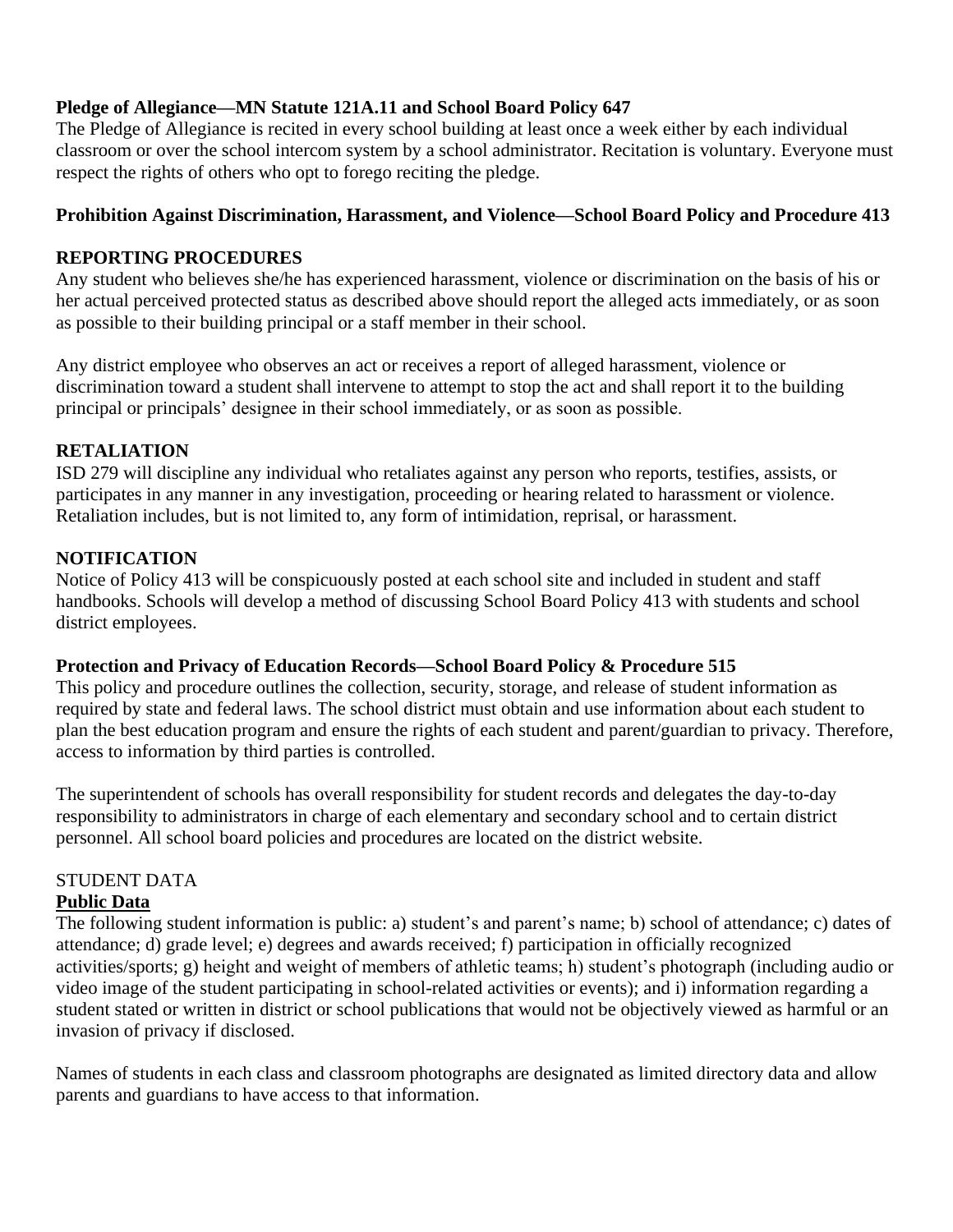**Pledge of Allegiance—MN Statute 121A.11 and School Board Policy 647**

The Pledge of Allegiance is recited in every school building at least once a week either by each individual classroom or over the school intercom system by a school administrator. Recitation is voluntary. Everyone must respect the rights of others who opt to forego reciting the pledge.

**Prohibition Against Discrimination, Harassment, and Violence—School Board Policy and Procedure 413**

**REPORTING PROCEDURES**

Any student who believes she/he has experienced harassment, violence or discrimination on the basis of his or her actual perceived protected status as described above should report the alleged acts immediately, or as soon as possible to their building principal or a staff member in their school.

Any district employee who observes an act or receives a report of alleged harassment, violence or discrimination toward a student shall intervene to attempt to stop the act and shall report it to the building principal or principals' designee in their school immediately, or as soon as possible.

**RETALIATION**

ISD 279 will discipline any individual who retaliates against any person who reports, testifies, assists, or participates in any manner in any investigation, proceeding or hearing related to harassment or violence. Retaliation includes, but is not limited to, any form of intimidation, reprisal, or harassment.

**NOTIFICATION**

Notice of Policy 413 will be conspicuously posted at each school site and included in student and staff handbooks. Schools will develop a method of discussing School Board Policy 413 with students and school district employees.

**Protection and Privacy of Education Records—School Board Policy & Procedure 515**

This policy and procedure outlines the collection, security, storage, and release of student information as required by state and federal laws. The school district must obtain and use information about each student to plan the best education program and ensure the rights of each student and parent/guardian to privacy. Therefore, access to information by third parties is controlled.

The superintendent of schools has overall responsibility for student records and delegates the day-to-day responsibility to administrators in charge of each elementary and secondary school and to certain district personnel. All school board policies and procedures are located on the district website.

STUDENT DATA

**Public Data**

The following student information is public: a) student's and parent's name; b) school of attendance; c) dates of attendance; d) grade level; e) degrees and awards received; f) participation in officially recognized activities/sports; g) height and weight of members of athletic teams; h) student's photograph (including audio or video image of the student participating in school-related activities or events); and i) information regarding a student stated or written in district or school publications that would not be objectively viewed as harmful or an invasion of privacy if disclosed.

Names of students in each class and classroom photographs are designated as limited directory data and allow parents and guardians to have access to that information.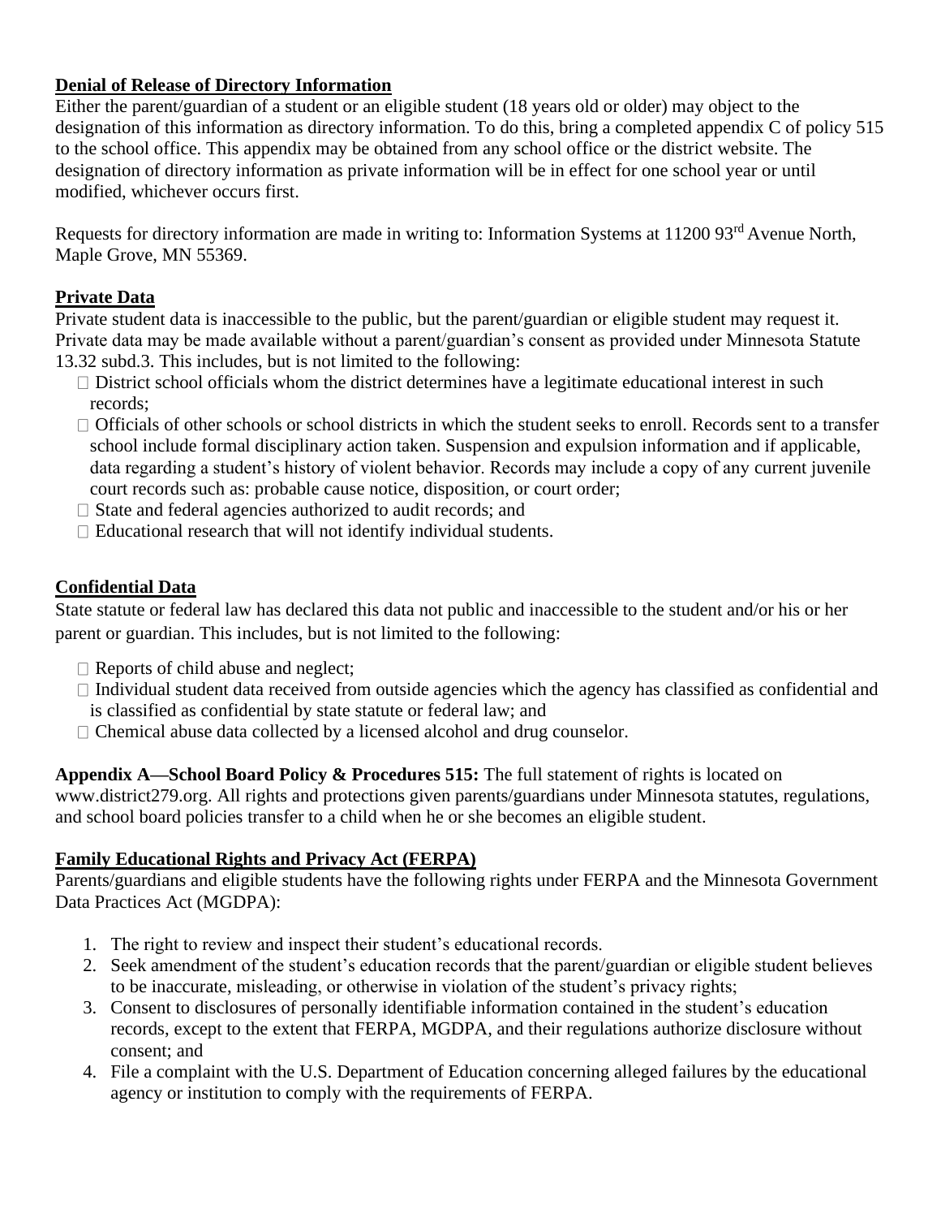**Denial of Release of Directory Information**

Either the parent/guardian of a student or an eligible student (18 years old or older) may object to the designation of this information as directory information. To do this, bring a completed appendix C of policy 515 to the school office. This appendix may be obtained from any school office or the district website. The designation of directory information as private information will be in effect for one school year or until modified, whichever occurs first.

Requests for directory information are made in writing to: Information Systems at 11200 93rd Avenue North, Maple Grove, MN 55369.

**Private Data**

Private student data is inaccessible to the public, but the parent/guardian or eligible student may request it. Private data may be made available without a parent/guardian's consent as provided under Minnesota Statute 13.32 subd.3. This includes, but is not limited to the following:

- District school officials whom the district determines have a legitimate educational interest in such records;
- Officials of other schools or school districts in which the student seeks to enroll. Records sent to a transfer school include formal disciplinary action taken. Suspension and expulsion information and if applicable, data regarding a student's history of violent behavior. Records may include a copy of any current juvenile court records such as: probable cause notice, disposition, or court order;
- State and federal agencies authorized to audit records; and
- Educational research that will not identify individual students.

**Confidential Data**

State statute or federal law has declared this data not public and inaccessible to the student and/or his or her parent or guardian. This includes, but is not limited to the following:

- Reports of child abuse and neglect;
- Individual student data received from outside agencies which the agency has classified as confidential and is classified as confidential by state statute or federal law; and
- Chemical abuse data collected by a licensed alcohol and drug counselor.

**Appendix A—School Board Policy & Procedures 515:** The full statement of rights is located on www.district279.org. All rights and protections given parents/guardians under Minnesota statutes, regulations, and school board policies transfer to a child when he or she becomes an eligible student.

**Family Educational Rights and Privacy Act (FERPA)**

Parents/guardians and eligible students have the following rights under FERPA and the Minnesota Government Data Practices Act (MGDPA):

1. The right to review and inspect their student's educational records.
2. Seek amendment of the student's education records that the parent/guardian or eligible student believes to be inaccurate, misleading, or otherwise in violation of the student's privacy rights;
3. Consent to disclosures of personally identifiable information contained in the student's education records, except to the extent that FERPA, MGDPA, and their regulations authorize disclosure without consent; and
4. File a complaint with the U.S. Department of Education concerning alleged failures by the educational agency or institution to comply with the requirements of FERPA.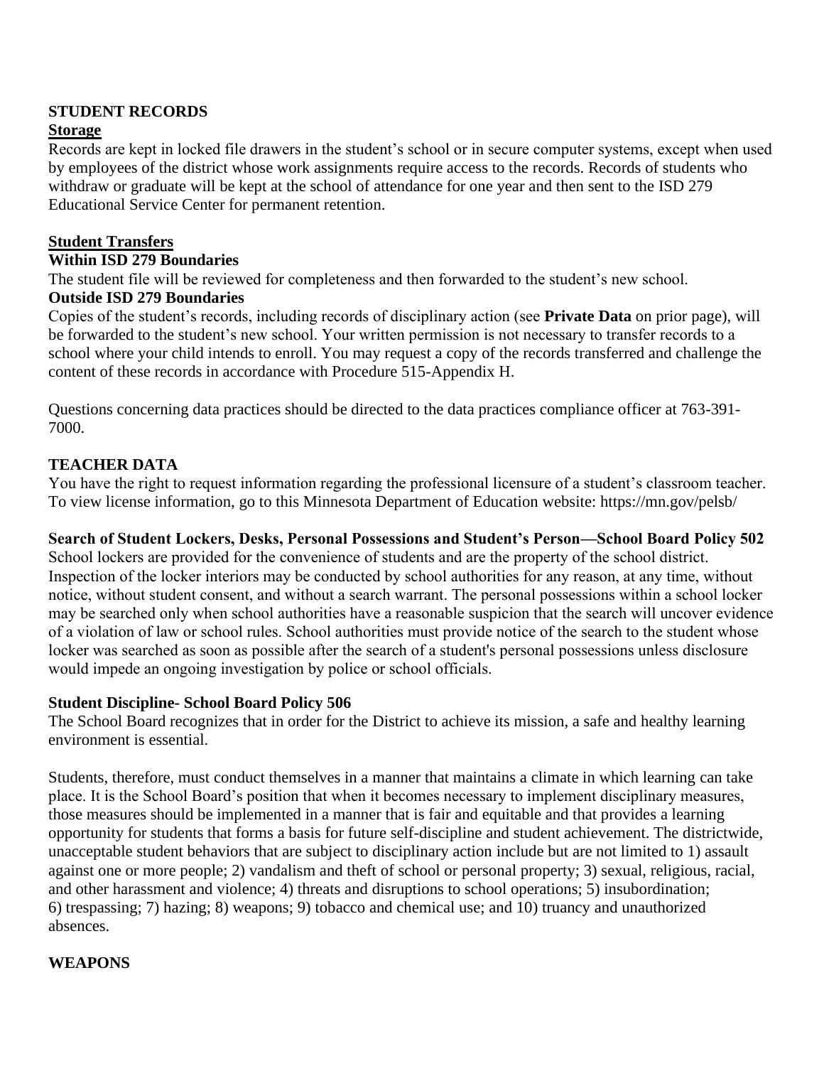## STUDENT RECORDS

**Storage**

Records are kept in locked file drawers in the student's school or in secure computer systems, except when used by employees of the district whose work assignments require access to the records. Records of students who withdraw or graduate will be kept at the school of attendance for one year and then sent to the ISD 279 Educational Service Center for permanent retention.

**Student Transfers**

**Within ISD 279 Boundaries**

The student file will be reviewed for completeness and then forwarded to the student's new school.

**Outside ISD 279 Boundaries**

Copies of the student's records, including records of disciplinary action (see **Private Data** on prior page), will be forwarded to the student's new school. Your written permission is not necessary to transfer records to a school where your child intends to enroll. You may request a copy of the records transferred and challenge the content of these records in accordance with Procedure 515-Appendix H.

Questions concerning data practices should be directed to the data practices compliance officer at 763-391-7000.

## TEACHER DATA

You have the right to request information regarding the professional licensure of a student's classroom teacher. To view license information, go to this Minnesota Department of Education website: https://mn.gov/pelsb/

### Search of Student Lockers, Desks, Personal Possessions and Student's Person—School Board Policy 502

School lockers are provided for the convenience of students and are the property of the school district. Inspection of the locker interiors may be conducted by school authorities for any reason, at any time, without notice, without student consent, and without a search warrant. The personal possessions within a school locker may be searched only when school authorities have a reasonable suspicion that the search will uncover evidence of a violation of law or school rules. School authorities must provide notice of the search to the student whose locker was searched as soon as possible after the search of a student's personal possessions unless disclosure would impede an ongoing investigation by police or school officials.

### Student Discipline- School Board Policy 506

The School Board recognizes that in order for the District to achieve its mission, a safe and healthy learning environment is essential.

Students, therefore, must conduct themselves in a manner that maintains a climate in which learning can take place. It is the School Board's position that when it becomes necessary to implement disciplinary measures, those measures should be implemented in a manner that is fair and equitable and that provides a learning opportunity for students that forms a basis for future self-discipline and student achievement. The districtwide, unacceptable student behaviors that are subject to disciplinary action include but are not limited to 1) assault against one or more people; 2) vandalism and theft of school or personal property; 3) sexual, religious, racial, and other harassment and violence; 4) threats and disruptions to school operations; 5) insubordination; 6) trespassing; 7) hazing; 8) weapons; 9) tobacco and chemical use; and 10) truancy and unauthorized absences.

## WEAPONS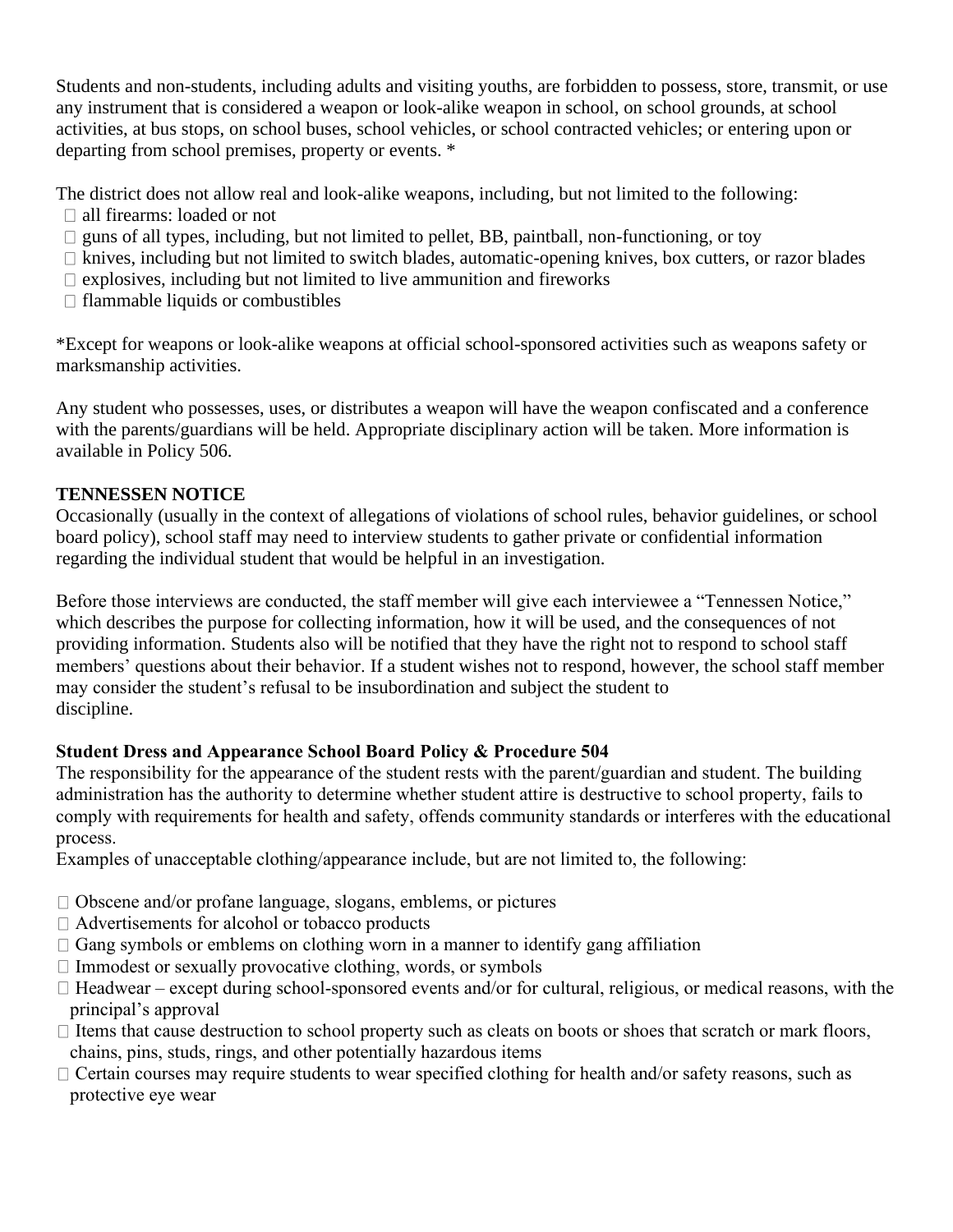Students and non-students, including adults and visiting youths, are forbidden to possess, store, transmit, or use any instrument that is considered a weapon or look-alike weapon in school, on school grounds, at school activities, at bus stops, on school buses, school vehicles, or school contracted vehicles; or entering upon or departing from school premises, property or events. *

The district does not allow real and look-alike weapons, including, but not limited to the following:

- all firearms: loaded or not
- guns of all types, including, but not limited to pellet, BB, paintball, non-functioning, or toy
- knives, including but not limited to switch blades, automatic-opening knives, box cutters, or razor blades
- explosives, including but not limited to live ammunition and fireworks
- flammable liquids or combustibles

*Except for weapons or look-alike weapons at official school-sponsored activities such as weapons safety or marksmanship activities.

Any student who possesses, uses, or distributes a weapon will have the weapon confiscated and a conference with the parents/guardians will be held. Appropriate disciplinary action will be taken. More information is available in Policy 506.

**TENNESSEN NOTICE**

Occasionally (usually in the context of allegations of violations of school rules, behavior guidelines, or school board policy), school staff may need to interview students to gather private or confidential information regarding the individual student that would be helpful in an investigation.

Before those interviews are conducted, the staff member will give each interviewee a "Tennessen Notice," which describes the purpose for collecting information, how it will be used, and the consequences of not providing information. Students also will be notified that they have the right not to respond to school staff members' questions about their behavior. If a student wishes not to respond, however, the school staff member may consider the student's refusal to be insubordination and subject the student to discipline.

**Student Dress and Appearance School Board Policy & Procedure 504**

The responsibility for the appearance of the student rests with the parent/guardian and student. The building administration has the authority to determine whether student attire is destructive to school property, fails to comply with requirements for health and safety, offends community standards or interferes with the educational process.

Examples of unacceptable clothing/appearance include, but are not limited to, the following:

- Obscene and/or profane language, slogans, emblems, or pictures
- Advertisements for alcohol or tobacco products
- Gang symbols or emblems on clothing worn in a manner to identify gang affiliation
- Immodest or sexually provocative clothing, words, or symbols
- Headwear – except during school-sponsored events and/or for cultural, religious, or medical reasons, with the principal's approval
- Items that cause destruction to school property such as cleats on boots or shoes that scratch or mark floors, chains, pins, studs, rings, and other potentially hazardous items
- Certain courses may require students to wear specified clothing for health and/or safety reasons, such as protective eye wear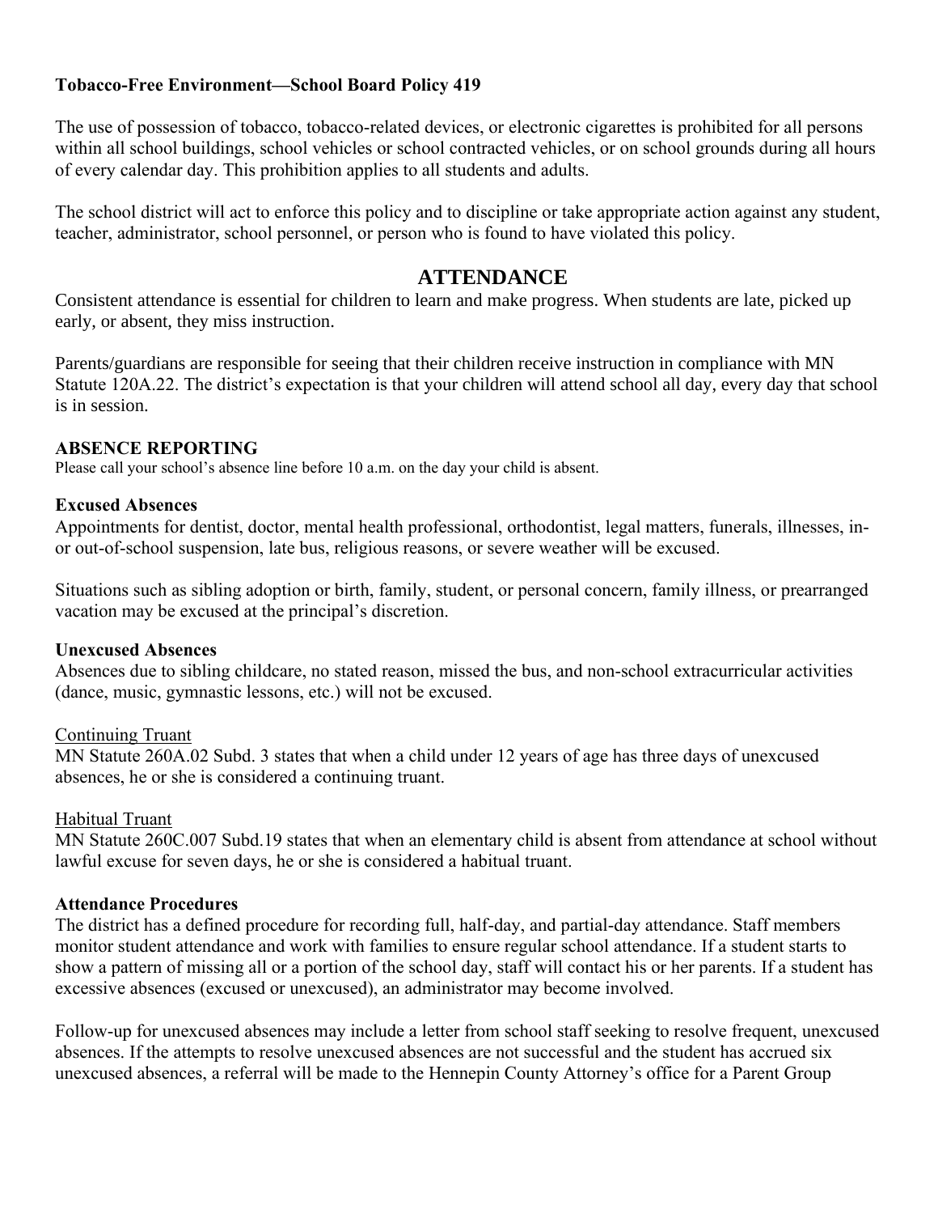**Tobacco-Free Environment—School Board Policy 419**

The use of possession of tobacco, tobacco-related devices, or electronic cigarettes is prohibited for all persons within all school buildings, school vehicles or school contracted vehicles, or on school grounds during all hours of every calendar day. This prohibition applies to all students and adults.

The school district will act to enforce this policy and to discipline or take appropriate action against any student, teacher, administrator, school personnel, or person who is found to have violated this policy.

## ATTENDANCE

Consistent attendance is essential for children to learn and make progress. When students are late, picked up early, or absent, they miss instruction.

Parents/guardians are responsible for seeing that their children receive instruction in compliance with MN Statute 120A.22. The district's expectation is that your children will attend school all day, every day that school is in session.

### ABSENCE REPORTING

Please call your school's absence line before 10 a.m. on the day your child is absent.

**Excused Absences**

Appointments for dentist, doctor, mental health professional, orthodontist, legal matters, funerals, illnesses, in- or out-of-school suspension, late bus, religious reasons, or severe weather will be excused.

Situations such as sibling adoption or birth, family, student, or personal concern, family illness, or prearranged vacation may be excused at the principal's discretion.

**Unexcused Absences**

Absences due to sibling childcare, no stated reason, missed the bus, and non-school extracurricular activities (dance, music, gymnastic lessons, etc.) will not be excused.

<u>Continuing Truant</u>

MN Statute 260A.02 Subd. 3 states that when a child under 12 years of age has three days of unexcused absences, he or she is considered a continuing truant.

<u>Habitual Truant</u>

MN Statute 260C.007 Subd.19 states that when an elementary child is absent from attendance at school without lawful excuse for seven days, he or she is considered a habitual truant.

**Attendance Procedures**

The district has a defined procedure for recording full, half-day, and partial-day attendance. Staff members monitor student attendance and work with families to ensure regular school attendance. If a student starts to show a pattern of missing all or a portion of the school day, staff will contact his or her parents. If a student has excessive absences (excused or unexcused), an administrator may become involved.

Follow-up for unexcused absences may include a letter from school staff seeking to resolve frequent, unexcused absences. If the attempts to resolve unexcused absences are not successful and the student has accrued six unexcused absences, a referral will be made to the Hennepin County Attorney's office for a Parent Group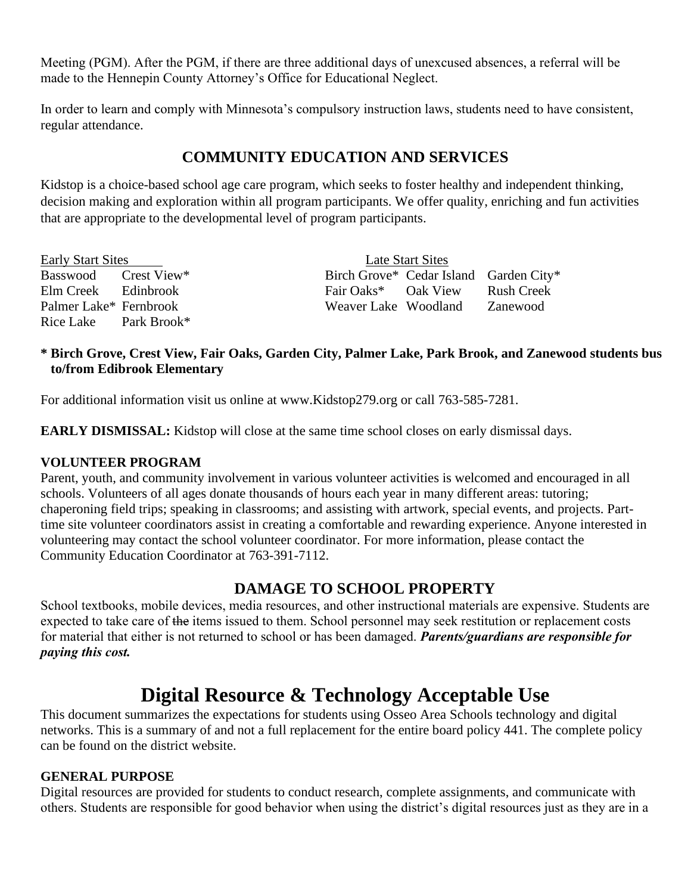Meeting (PGM). After the PGM, if there are three additional days of unexcused absences, a referral will be made to the Hennepin County Attorney's Office for Educational Neglect.

In order to learn and comply with Minnesota's compulsory instruction laws, students need to have consistent, regular attendance.

## COMMUNITY EDUCATION AND SERVICES

Kidstop is a choice-based school age care program, which seeks to foster healthy and independent thinking, decision making and exploration within all program participants. We offer quality, enriching and fun activities that are appropriate to the developmental level of program participants.

| Early Start Sites | | Late Start Sites | | |
|---|---|---|---|---|
| Basswood | Crest View* | Birch Grove* | Cedar Island | Garden City* |
| Elm Creek | Edinbrook | Fair Oaks* | Oak View | Rush Creek |
| Palmer Lake* | Fernbrook | Weaver Lake | Woodland | Zanewood |
| Rice Lake | Park Brook* | | | |

**\* Birch Grove, Crest View, Fair Oaks, Garden City, Palmer Lake, Park Brook, and Zanewood students bus to/from Edibrook Elementary**

For additional information visit us online at www.Kidstop279.org or call 763-585-7281.

**EARLY DISMISSAL:** Kidstop will close at the same time school closes on early dismissal days.

### VOLUNTEER PROGRAM

Parent, youth, and community involvement in various volunteer activities is welcomed and encouraged in all schools. Volunteers of all ages donate thousands of hours each year in many different areas: tutoring; chaperoning field trips; speaking in classrooms; and assisting with artwork, special events, and projects. Part-time site volunteer coordinators assist in creating a comfortable and rewarding experience. Anyone interested in volunteering may contact the school volunteer coordinator. For more information, please contact the Community Education Coordinator at 763-391-7112.

## DAMAGE TO SCHOOL PROPERTY

School textbooks, mobile devices, media resources, and other instructional materials are expensive. Students are expected to take care of ~~the~~ items issued to them. School personnel may seek restitution or replacement costs for material that either is not returned to school or has been damaged. ***Parents/guardians are responsible for paying this cost.***

# Digital Resource & Technology Acceptable Use

This document summarizes the expectations for students using Osseo Area Schools technology and digital networks. This is a summary of and not a full replacement for the entire board policy 441. The complete policy can be found on the district website.

### GENERAL PURPOSE

Digital resources are provided for students to conduct research, complete assignments, and communicate with others. Students are responsible for good behavior when using the district's digital resources just as they are in a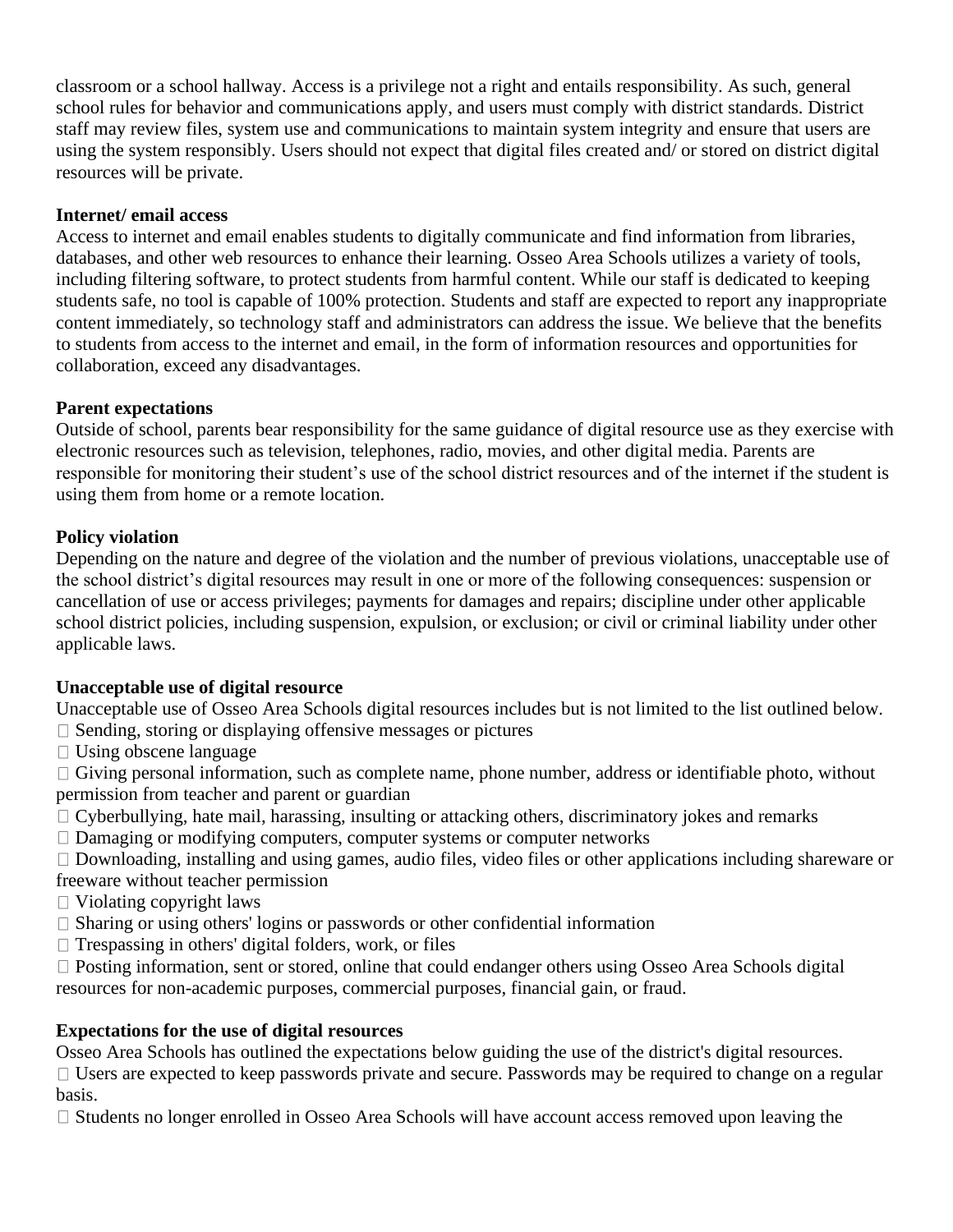classroom or a school hallway. Access is a privilege not a right and entails responsibility. As such, general school rules for behavior and communications apply, and users must comply with district standards. District staff may review files, system use and communications to maintain system integrity and ensure that users are using the system responsibly. Users should not expect that digital files created and/ or stored on district digital resources will be private.

**Internet/ email access**

Access to internet and email enables students to digitally communicate and find information from libraries, databases, and other web resources to enhance their learning. Osseo Area Schools utilizes a variety of tools, including filtering software, to protect students from harmful content. While our staff is dedicated to keeping students safe, no tool is capable of 100% protection. Students and staff are expected to report any inappropriate content immediately, so technology staff and administrators can address the issue. We believe that the benefits to students from access to the internet and email, in the form of information resources and opportunities for collaboration, exceed any disadvantages.

**Parent expectations**

Outside of school, parents bear responsibility for the same guidance of digital resource use as they exercise with electronic resources such as television, telephones, radio, movies, and other digital media. Parents are responsible for monitoring their student's use of the school district resources and of the internet if the student is using them from home or a remote location.

**Policy violation**

Depending on the nature and degree of the violation and the number of previous violations, unacceptable use of the school district's digital resources may result in one or more of the following consequences: suspension or cancellation of use or access privileges; payments for damages and repairs; discipline under other applicable school district policies, including suspension, expulsion, or exclusion; or civil or criminal liability under other applicable laws.

**Unacceptable use of digital resource**

Unacceptable use of Osseo Area Schools digital resources includes but is not limited to the list outlined below.

- Sending, storing or displaying offensive messages or pictures
- Using obscene language
- Giving personal information, such as complete name, phone number, address or identifiable photo, without permission from teacher and parent or guardian
- Cyberbullying, hate mail, harassing, insulting or attacking others, discriminatory jokes and remarks
- Damaging or modifying computers, computer systems or computer networks
- Downloading, installing and using games, audio files, video files or other applications including shareware or freeware without teacher permission
- Violating copyright laws
- Sharing or using others' logins or passwords or other confidential information
- Trespassing in others' digital folders, work, or files
- Posting information, sent or stored, online that could endanger others using Osseo Area Schools digital resources for non-academic purposes, commercial purposes, financial gain, or fraud.

**Expectations for the use of digital resources**

Osseo Area Schools has outlined the expectations below guiding the use of the district's digital resources.

- Users are expected to keep passwords private and secure. Passwords may be required to change on a regular basis.
- Students no longer enrolled in Osseo Area Schools will have account access removed upon leaving the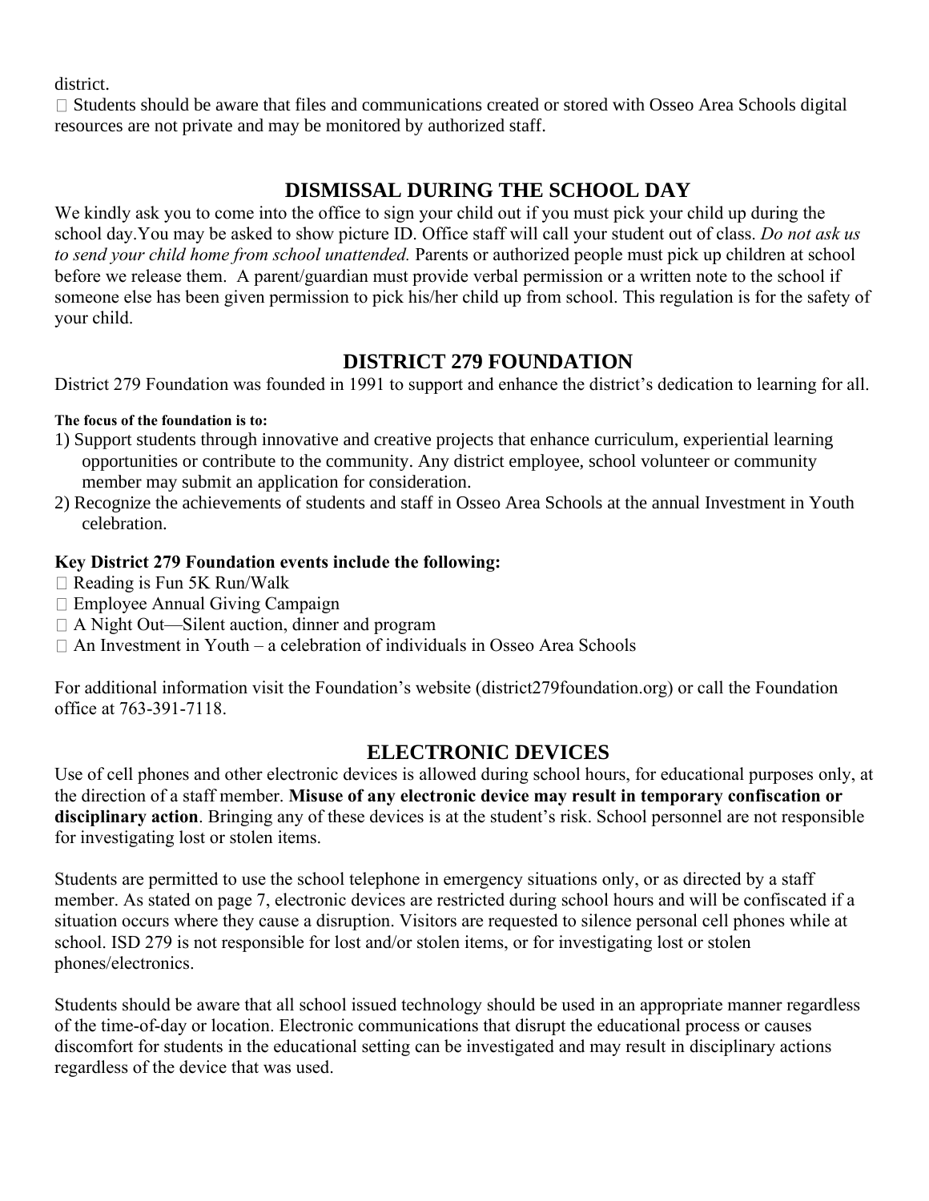district.

- Students should be aware that files and communications created or stored with Osseo Area Schools digital resources are not private and may be monitored by authorized staff.

## DISMISSAL DURING THE SCHOOL DAY

We kindly ask you to come into the office to sign your child out if you must pick your child up during the school day.You may be asked to show picture ID. Office staff will call your student out of class. *Do not ask us to send your child home from school unattended.* Parents or authorized people must pick up children at school before we release them. A parent/guardian must provide verbal permission or a written note to the school if someone else has been given permission to pick his/her child up from school. This regulation is for the safety of your child.

## DISTRICT 279 FOUNDATION

District 279 Foundation was founded in 1991 to support and enhance the district's dedication to learning for all.

**The focus of the foundation is to:**

1) Support students through innovative and creative projects that enhance curriculum, experiential learning opportunities or contribute to the community. Any district employee, school volunteer or community member may submit an application for consideration.
2) Recognize the achievements of students and staff in Osseo Area Schools at the annual Investment in Youth celebration.

**Key District 279 Foundation events include the following:**

- Reading is Fun 5K Run/Walk
- Employee Annual Giving Campaign
- A Night Out—Silent auction, dinner and program
- An Investment in Youth – a celebration of individuals in Osseo Area Schools

For additional information visit the Foundation's website (district279foundation.org) or call the Foundation office at 763-391-7118.

## ELECTRONIC DEVICES

Use of cell phones and other electronic devices is allowed during school hours, for educational purposes only, at the direction of a staff member. **Misuse of any electronic device may result in temporary confiscation or disciplinary action**. Bringing any of these devices is at the student's risk. School personnel are not responsible for investigating lost or stolen items.

Students are permitted to use the school telephone in emergency situations only, or as directed by a staff member. As stated on page 7, electronic devices are restricted during school hours and will be confiscated if a situation occurs where they cause a disruption. Visitors are requested to silence personal cell phones while at school. ISD 279 is not responsible for lost and/or stolen items, or for investigating lost or stolen phones/electronics.

Students should be aware that all school issued technology should be used in an appropriate manner regardless of the time-of-day or location. Electronic communications that disrupt the educational process or causes discomfort for students in the educational setting can be investigated and may result in disciplinary actions regardless of the device that was used.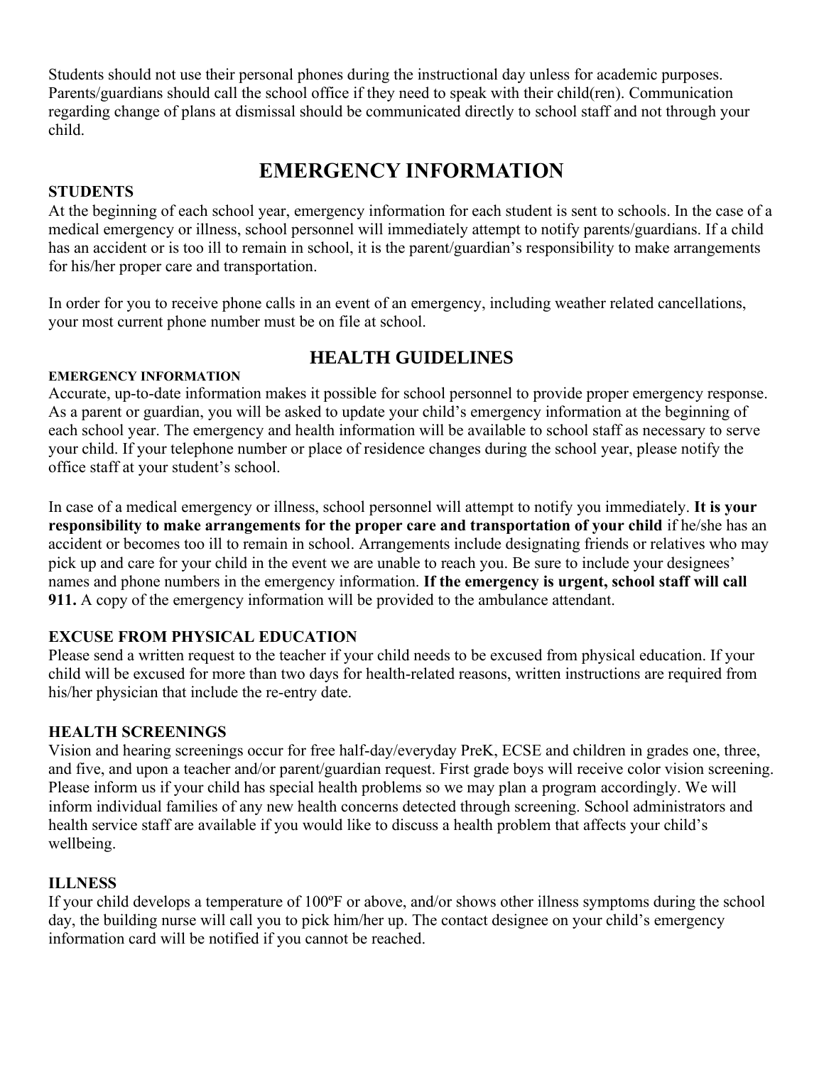Students should not use their personal phones during the instructional day unless for academic purposes. Parents/guardians should call the school office if they need to speak with their child(ren). Communication regarding change of plans at dismissal should be communicated directly to school staff and not through your child.

# EMERGENCY INFORMATION

### STUDENTS

At the beginning of each school year, emergency information for each student is sent to schools. In the case of a medical emergency or illness, school personnel will immediately attempt to notify parents/guardians. If a child has an accident or is too ill to remain in school, it is the parent/guardian's responsibility to make arrangements for his/her proper care and transportation.

In order for you to receive phone calls in an event of an emergency, including weather related cancellations, your most current phone number must be on file at school.

## HEALTH GUIDELINES

#### EMERGENCY INFORMATION

Accurate, up-to-date information makes it possible for school personnel to provide proper emergency response. As a parent or guardian, you will be asked to update your child's emergency information at the beginning of each school year. The emergency and health information will be available to school staff as necessary to serve your child. If your telephone number or place of residence changes during the school year, please notify the office staff at your student's school.

In case of a medical emergency or illness, school personnel will attempt to notify you immediately. **It is your responsibility to make arrangements for the proper care and transportation of your child** if he/she has an accident or becomes too ill to remain in school. Arrangements include designating friends or relatives who may pick up and care for your child in the event we are unable to reach you. Be sure to include your designees' names and phone numbers in the emergency information. **If the emergency is urgent, school staff will call 911.** A copy of the emergency information will be provided to the ambulance attendant.

### EXCUSE FROM PHYSICAL EDUCATION

Please send a written request to the teacher if your child needs to be excused from physical education. If your child will be excused for more than two days for health-related reasons, written instructions are required from his/her physician that include the re-entry date.

### HEALTH SCREENINGS

Vision and hearing screenings occur for free half-day/everyday PreK, ECSE and children in grades one, three, and five, and upon a teacher and/or parent/guardian request. First grade boys will receive color vision screening. Please inform us if your child has special health problems so we may plan a program accordingly. We will inform individual families of any new health concerns detected through screening. School administrators and health service staff are available if you would like to discuss a health problem that affects your child's wellbeing.

### ILLNESS

If your child develops a temperature of 100ºF or above, and/or shows other illness symptoms during the school day, the building nurse will call you to pick him/her up. The contact designee on your child's emergency information card will be notified if you cannot be reached.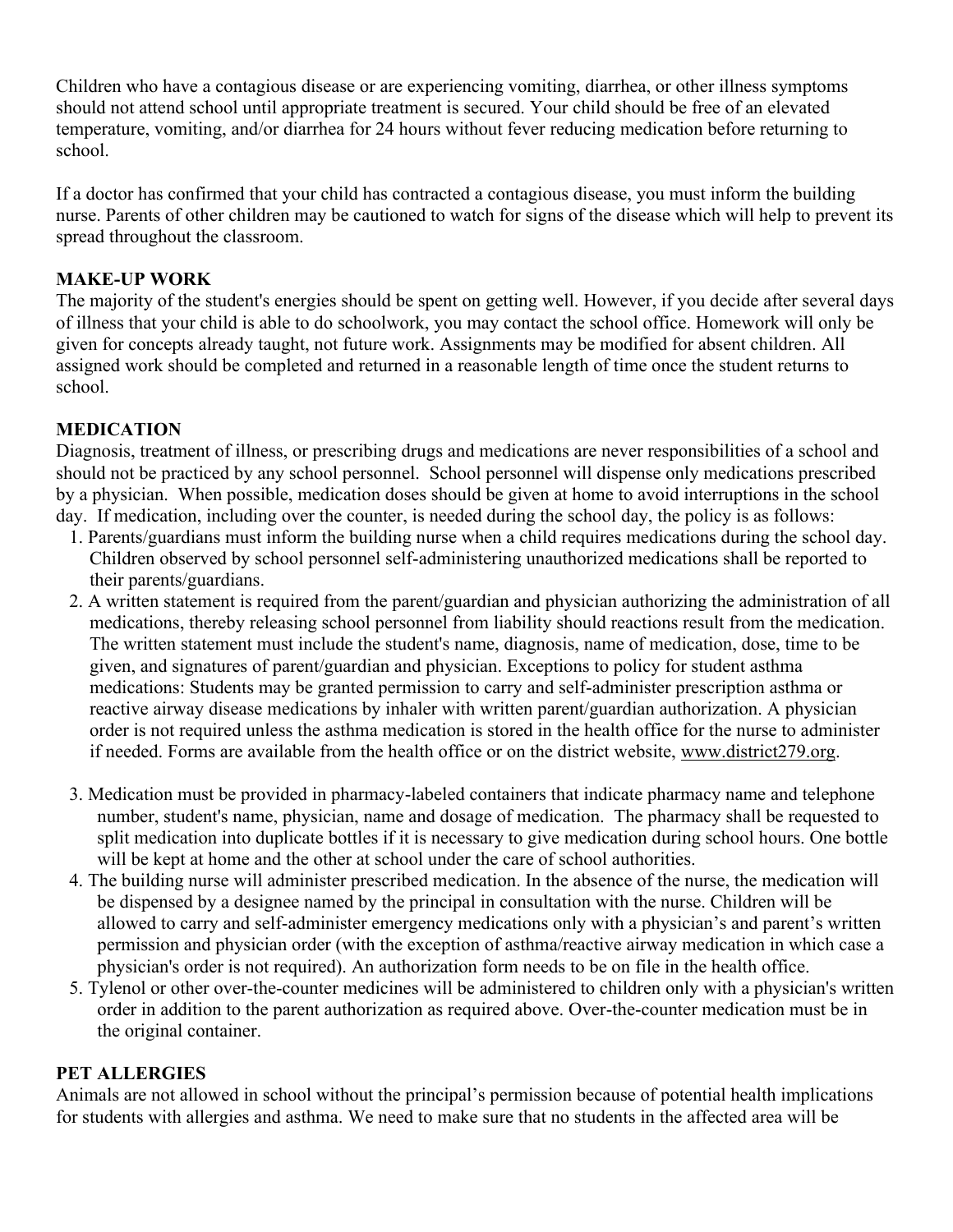Children who have a contagious disease or are experiencing vomiting, diarrhea, or other illness symptoms should not attend school until appropriate treatment is secured. Your child should be free of an elevated temperature, vomiting, and/or diarrhea for 24 hours without fever reducing medication before returning to school.

If a doctor has confirmed that your child has contracted a contagious disease, you must inform the building nurse. Parents of other children may be cautioned to watch for signs of the disease which will help to prevent its spread throughout the classroom.

**MAKE-UP WORK**

The majority of the student's energies should be spent on getting well. However, if you decide after several days of illness that your child is able to do schoolwork, you may contact the school office. Homework will only be given for concepts already taught, not future work. Assignments may be modified for absent children. All assigned work should be completed and returned in a reasonable length of time once the student returns to school.

**MEDICATION**

Diagnosis, treatment of illness, or prescribing drugs and medications are never responsibilities of a school and should not be practiced by any school personnel. School personnel will dispense only medications prescribed by a physician. When possible, medication doses should be given at home to avoid interruptions in the school day. If medication, including over the counter, is needed during the school day, the policy is as follows:

1. Parents/guardians must inform the building nurse when a child requires medications during the school day. Children observed by school personnel self-administering unauthorized medications shall be reported to their parents/guardians.
2. A written statement is required from the parent/guardian and physician authorizing the administration of all medications, thereby releasing school personnel from liability should reactions result from the medication. The written statement must include the student's name, diagnosis, name of medication, dose, time to be given, and signatures of parent/guardian and physician. Exceptions to policy for student asthma medications: Students may be granted permission to carry and self-administer prescription asthma or reactive airway disease medications by inhaler with written parent/guardian authorization. A physician order is not required unless the asthma medication is stored in the health office for the nurse to administer if needed. Forms are available from the health office or on the district website, www.district279.org.
3. Medication must be provided in pharmacy-labeled containers that indicate pharmacy name and telephone number, student's name, physician, name and dosage of medication. The pharmacy shall be requested to split medication into duplicate bottles if it is necessary to give medication during school hours. One bottle will be kept at home and the other at school under the care of school authorities.
4. The building nurse will administer prescribed medication. In the absence of the nurse, the medication will be dispensed by a designee named by the principal in consultation with the nurse. Children will be allowed to carry and self-administer emergency medications only with a physician's and parent's written permission and physician order (with the exception of asthma/reactive airway medication in which case a physician's order is not required). An authorization form needs to be on file in the health office.
5. Tylenol or other over-the-counter medicines will be administered to children only with a physician's written order in addition to the parent authorization as required above. Over-the-counter medication must be in the original container.

**PET ALLERGIES**

Animals are not allowed in school without the principal's permission because of potential health implications for students with allergies and asthma. We need to make sure that no students in the affected area will be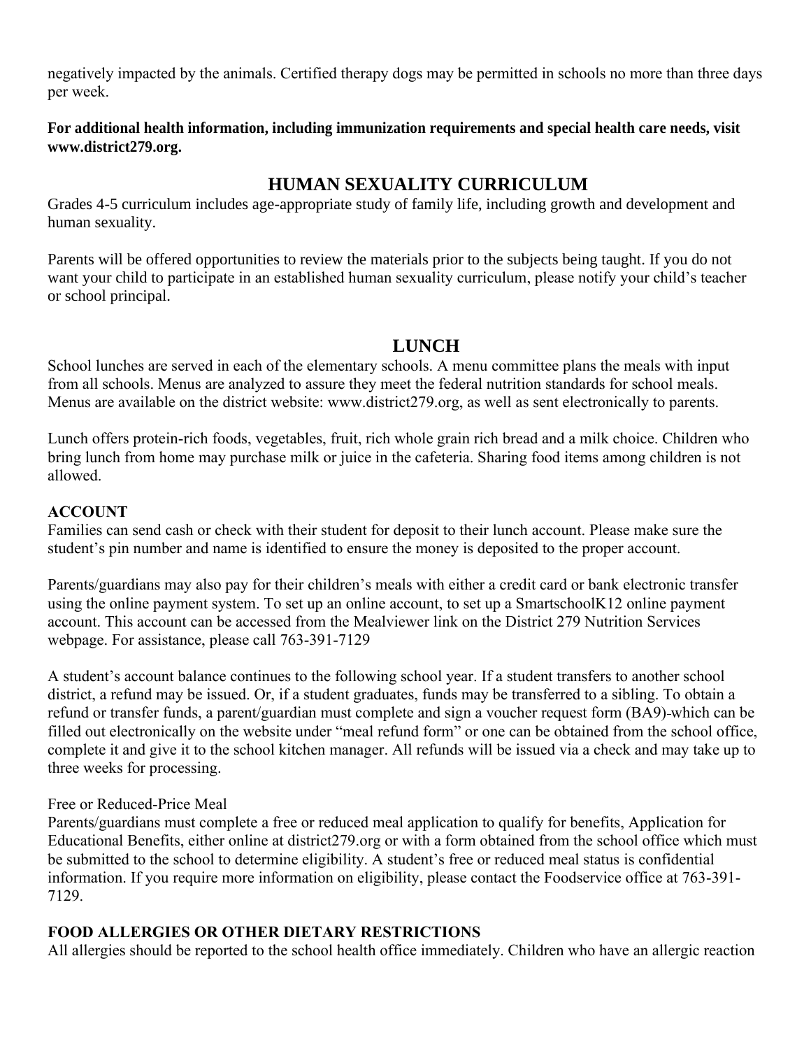negatively impacted by the animals. Certified therapy dogs may be permitted in schools no more than three days per week.

**For additional health information, including immunization requirements and special health care needs, visit www.district279.org.**

## HUMAN SEXUALITY CURRICULUM

Grades 4-5 curriculum includes age-appropriate study of family life, including growth and development and human sexuality.

Parents will be offered opportunities to review the materials prior to the subjects being taught. If you do not want your child to participate in an established human sexuality curriculum, please notify your child's teacher or school principal.

## LUNCH

School lunches are served in each of the elementary schools. A menu committee plans the meals with input from all schools. Menus are analyzed to assure they meet the federal nutrition standards for school meals. Menus are available on the district website: www.district279.org, as well as sent electronically to parents.

Lunch offers protein-rich foods, vegetables, fruit, rich whole grain rich bread and a milk choice. Children who bring lunch from home may purchase milk or juice in the cafeteria. Sharing food items among children is not allowed.

### ACCOUNT

Families can send cash or check with their student for deposit to their lunch account. Please make sure the student's pin number and name is identified to ensure the money is deposited to the proper account.

Parents/guardians may also pay for their children's meals with either a credit card or bank electronic transfer using the online payment system. To set up an online account, to set up a SmartschoolK12 online payment account. This account can be accessed from the Mealviewer link on the District 279 Nutrition Services webpage. For assistance, please call 763-391-7129

A student's account balance continues to the following school year. If a student transfers to another school district, a refund may be issued. Or, if a student graduates, funds may be transferred to a sibling. To obtain a refund or transfer funds, a parent/guardian must complete and sign a voucher request form (BA9) which can be filled out electronically on the website under "meal refund form" or one can be obtained from the school office, complete it and give it to the school kitchen manager. All refunds will be issued via a check and may take up to three weeks for processing.

Free or Reduced-Price Meal

Parents/guardians must complete a free or reduced meal application to qualify for benefits, Application for Educational Benefits, either online at district279.org or with a form obtained from the school office which must be submitted to the school to determine eligibility. A student's free or reduced meal status is confidential information. If you require more information on eligibility, please contact the Foodservice office at 763-391-7129.

### FOOD ALLERGIES OR OTHER DIETARY RESTRICTIONS

All allergies should be reported to the school health office immediately. Children who have an allergic reaction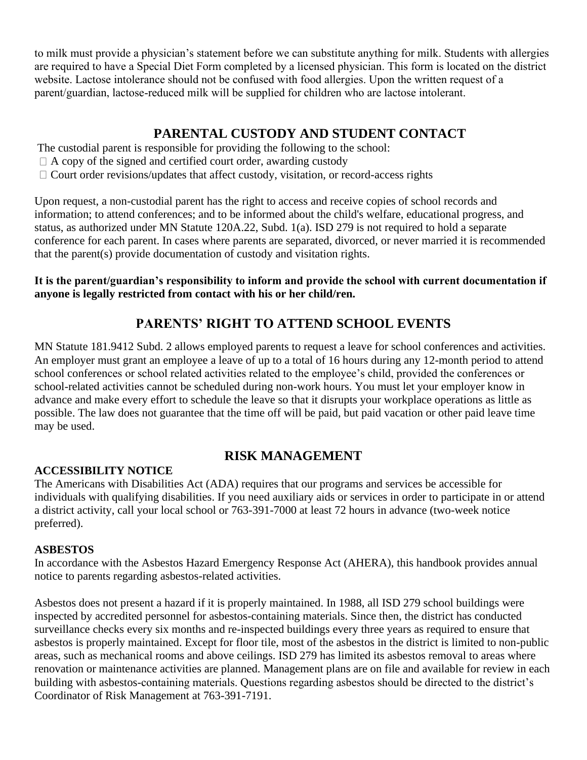to milk must provide a physician's statement before we can substitute anything for milk. Students with allergies are required to have a Special Diet Form completed by a licensed physician. This form is located on the district website. Lactose intolerance should not be confused with food allergies. Upon the written request of a parent/guardian, lactose-reduced milk will be supplied for children who are lactose intolerant.

## PARENTAL CUSTODY AND STUDENT CONTACT

The custodial parent is responsible for providing the following to the school:

- A copy of the signed and certified court order, awarding custody
- Court order revisions/updates that affect custody, visitation, or record-access rights

Upon request, a non-custodial parent has the right to access and receive copies of school records and information; to attend conferences; and to be informed about the child's welfare, educational progress, and status, as authorized under MN Statute 120A.22, Subd. 1(a). ISD 279 is not required to hold a separate conference for each parent. In cases where parents are separated, divorced, or never married it is recommended that the parent(s) provide documentation of custody and visitation rights.

**It is the parent/guardian's responsibility to inform and provide the school with current documentation if anyone is legally restricted from contact with his or her child/ren.**

## PARENTS' RIGHT TO ATTEND SCHOOL EVENTS

MN Statute 181.9412 Subd. 2 allows employed parents to request a leave for school conferences and activities. An employer must grant an employee a leave of up to a total of 16 hours during any 12-month period to attend school conferences or school related activities related to the employee's child, provided the conferences or school-related activities cannot be scheduled during non-work hours. You must let your employer know in advance and make every effort to schedule the leave so that it disrupts your workplace operations as little as possible. The law does not guarantee that the time off will be paid, but paid vacation or other paid leave time may be used.

## RISK MANAGEMENT

**ACCESSIBILITY NOTICE**

The Americans with Disabilities Act (ADA) requires that our programs and services be accessible for individuals with qualifying disabilities. If you need auxiliary aids or services in order to participate in or attend a district activity, call your local school or 763-391-7000 at least 72 hours in advance (two-week notice preferred).

**ASBESTOS**

In accordance with the Asbestos Hazard Emergency Response Act (AHERA), this handbook provides annual notice to parents regarding asbestos-related activities.

Asbestos does not present a hazard if it is properly maintained. In 1988, all ISD 279 school buildings were inspected by accredited personnel for asbestos-containing materials. Since then, the district has conducted surveillance checks every six months and re-inspected buildings every three years as required to ensure that asbestos is properly maintained. Except for floor tile, most of the asbestos in the district is limited to non-public areas, such as mechanical rooms and above ceilings. ISD 279 has limited its asbestos removal to areas where renovation or maintenance activities are planned. Management plans are on file and available for review in each building with asbestos-containing materials. Questions regarding asbestos should be directed to the district's Coordinator of Risk Management at 763-391-7191.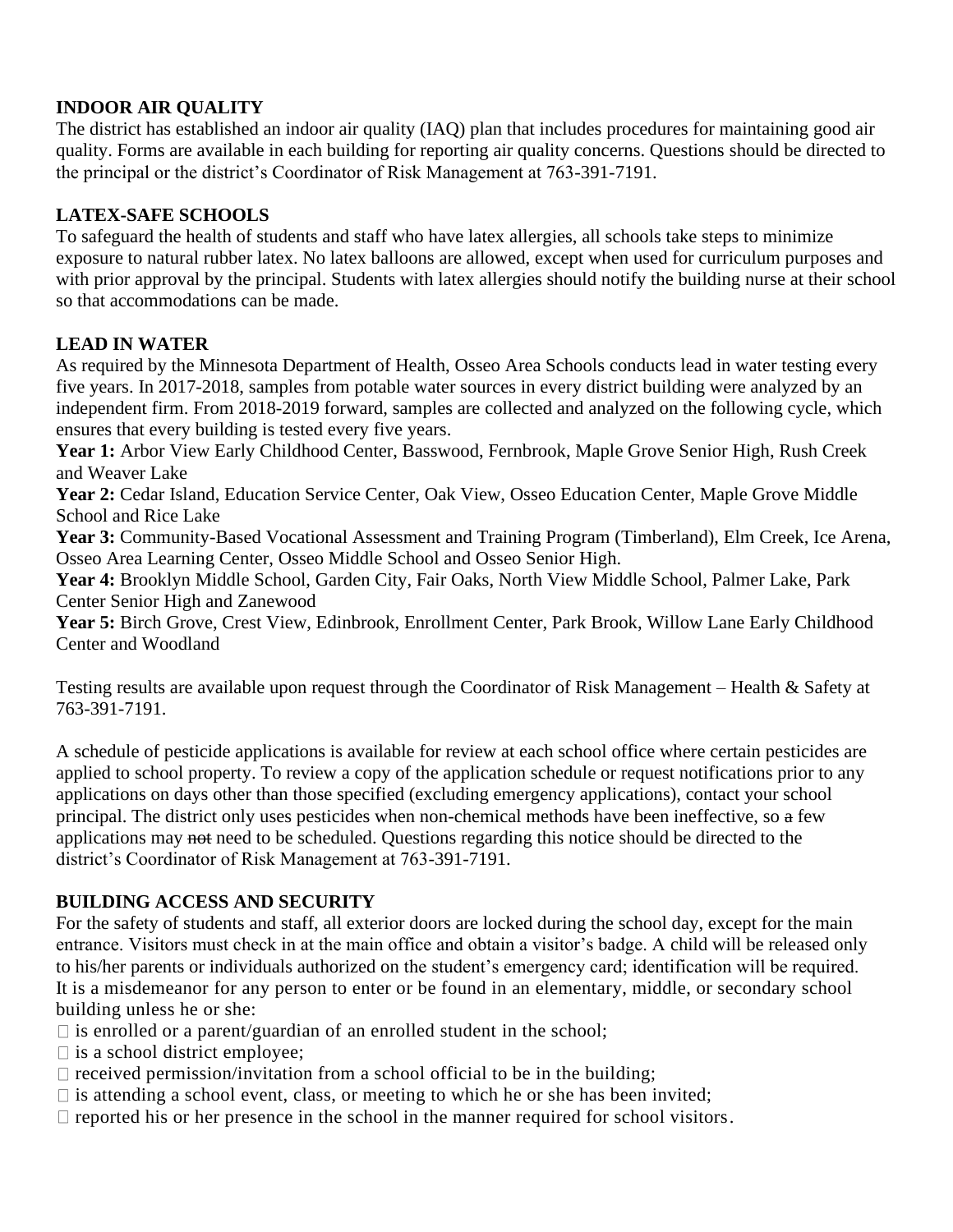**INDOOR AIR QUALITY**

The district has established an indoor air quality (IAQ) plan that includes procedures for maintaining good air quality. Forms are available in each building for reporting air quality concerns. Questions should be directed to the principal or the district's Coordinator of Risk Management at 763-391-7191.

**LATEX-SAFE SCHOOLS**

To safeguard the health of students and staff who have latex allergies, all schools take steps to minimize exposure to natural rubber latex. No latex balloons are allowed, except when used for curriculum purposes and with prior approval by the principal. Students with latex allergies should notify the building nurse at their school so that accommodations can be made.

**LEAD IN WATER**

As required by the Minnesota Department of Health, Osseo Area Schools conducts lead in water testing every five years. In 2017-2018, samples from potable water sources in every district building were analyzed by an independent firm. From 2018-2019 forward, samples are collected and analyzed on the following cycle, which ensures that every building is tested every five years.

**Year 1:** Arbor View Early Childhood Center, Basswood, Fernbrook, Maple Grove Senior High, Rush Creek and Weaver Lake

**Year 2:** Cedar Island, Education Service Center, Oak View, Osseo Education Center, Maple Grove Middle School and Rice Lake

**Year 3:** Community-Based Vocational Assessment and Training Program (Timberland), Elm Creek, Ice Arena, Osseo Area Learning Center, Osseo Middle School and Osseo Senior High.

**Year 4:** Brooklyn Middle School, Garden City, Fair Oaks, North View Middle School, Palmer Lake, Park Center Senior High and Zanewood

**Year 5:** Birch Grove, Crest View, Edinbrook, Enrollment Center, Park Brook, Willow Lane Early Childhood Center and Woodland

Testing results are available upon request through the Coordinator of Risk Management – Health & Safety at 763-391-7191.

A schedule of pesticide applications is available for review at each school office where certain pesticides are applied to school property. To review a copy of the application schedule or request notifications prior to any applications on days other than those specified (excluding emergency applications), contact your school principal. The district only uses pesticides when non-chemical methods have been ineffective, so ~~a~~ few applications may ~~not~~ need to be scheduled. Questions regarding this notice should be directed to the district's Coordinator of Risk Management at 763-391-7191.

**BUILDING ACCESS AND SECURITY**

For the safety of students and staff, all exterior doors are locked during the school day, except for the main entrance. Visitors must check in at the main office and obtain a visitor's badge. A child will be released only to his/her parents or individuals authorized on the student's emergency card; identification will be required. It is a misdemeanor for any person to enter or be found in an elementary, middle, or secondary school building unless he or she:

- is enrolled or a parent/guardian of an enrolled student in the school;
- is a school district employee;
- received permission/invitation from a school official to be in the building;
- is attending a school event, class, or meeting to which he or she has been invited;
- reported his or her presence in the school in the manner required for school visitors.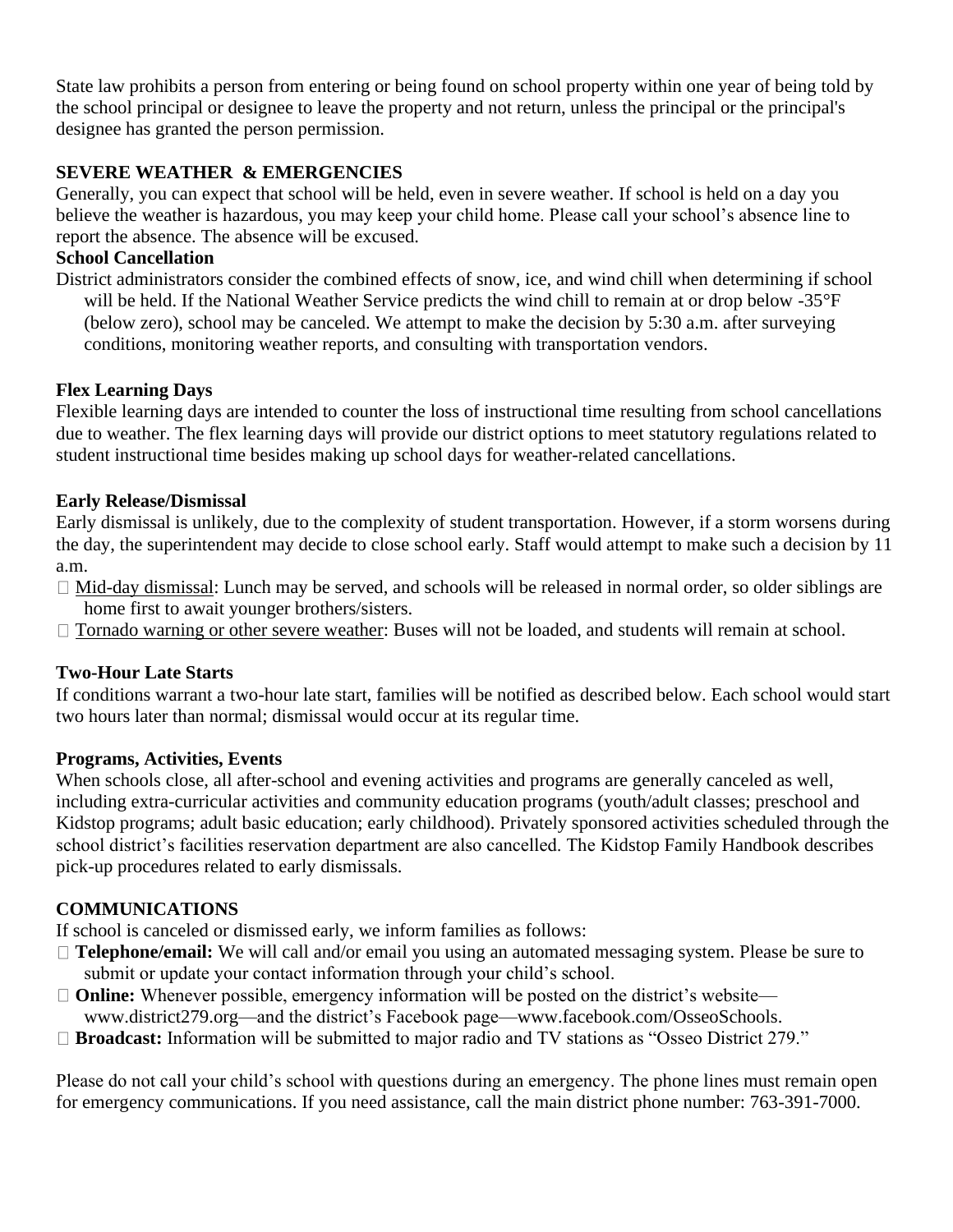State law prohibits a person from entering or being found on school property within one year of being told by the school principal or designee to leave the property and not return, unless the principal or the principal's designee has granted the person permission.

## SEVERE WEATHER & EMERGENCIES

Generally, you can expect that school will be held, even in severe weather. If school is held on a day you believe the weather is hazardous, you may keep your child home. Please call your school's absence line to report the absence. The absence will be excused.

### School Cancellation

District administrators consider the combined effects of snow, ice, and wind chill when determining if school will be held. If the National Weather Service predicts the wind chill to remain at or drop below -35°F (below zero), school may be canceled. We attempt to make the decision by 5:30 a.m. after surveying conditions, monitoring weather reports, and consulting with transportation vendors.

### Flex Learning Days

Flexible learning days are intended to counter the loss of instructional time resulting from school cancellations due to weather. The flex learning days will provide our district options to meet statutory regulations related to student instructional time besides making up school days for weather-related cancellations.

### Early Release/Dismissal

Early dismissal is unlikely, due to the complexity of student transportation. However, if a storm worsens during the day, the superintendent may decide to close school early. Staff would attempt to make such a decision by 11 a.m.

- Mid-day dismissal: Lunch may be served, and schools will be released in normal order, so older siblings are home first to await younger brothers/sisters.
- Tornado warning or other severe weather: Buses will not be loaded, and students will remain at school.

### Two-Hour Late Starts

If conditions warrant a two-hour late start, families will be notified as described below. Each school would start two hours later than normal; dismissal would occur at its regular time.

### Programs, Activities, Events

When schools close, all after-school and evening activities and programs are generally canceled as well, including extra-curricular activities and community education programs (youth/adult classes; preschool and Kidstop programs; adult basic education; early childhood). Privately sponsored activities scheduled through the school district's facilities reservation department are also cancelled. The Kidstop Family Handbook describes pick-up procedures related to early dismissals.

## COMMUNICATIONS

If school is canceled or dismissed early, we inform families as follows:

- **Telephone/email:** We will call and/or email you using an automated messaging system. Please be sure to submit or update your contact information through your child's school.
- **Online:** Whenever possible, emergency information will be posted on the district's website—www.district279.org—and the district's Facebook page—www.facebook.com/OsseoSchools.
- **Broadcast:** Information will be submitted to major radio and TV stations as "Osseo District 279."

Please do not call your child's school with questions during an emergency. The phone lines must remain open for emergency communications. If you need assistance, call the main district phone number: 763-391-7000.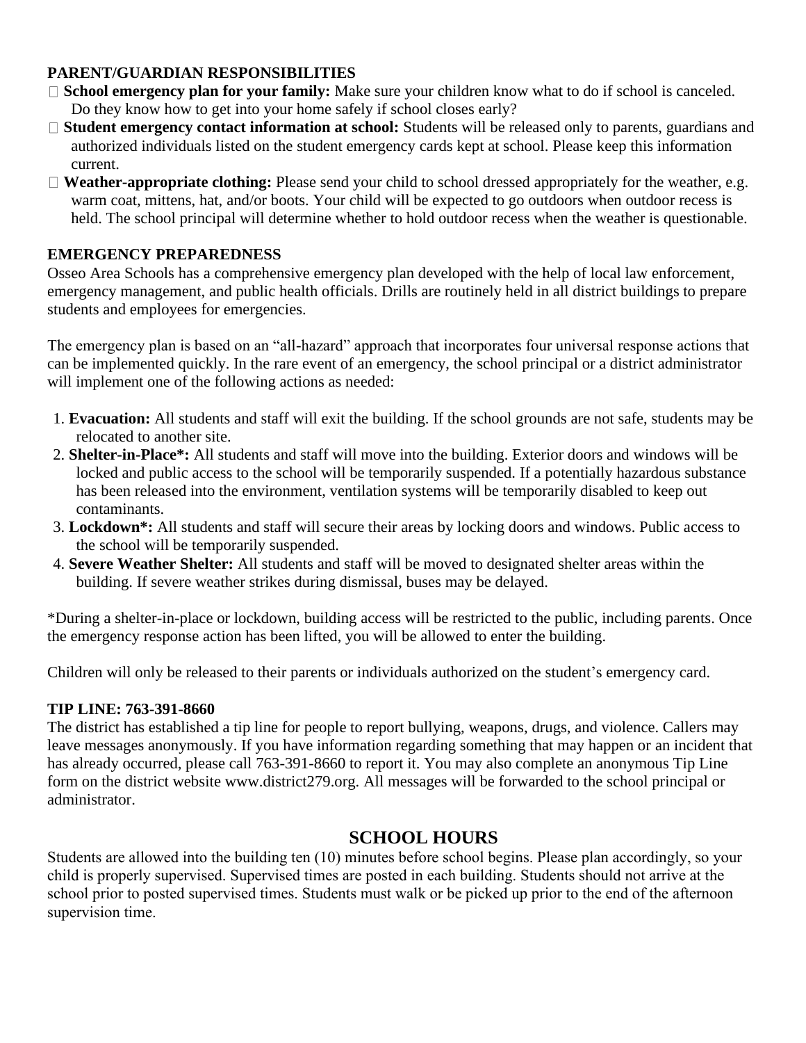**PARENT/GUARDIAN RESPONSIBILITIES**

- **School emergency plan for your family:** Make sure your children know what to do if school is canceled. Do they know how to get into your home safely if school closes early?
- **Student emergency contact information at school:** Students will be released only to parents, guardians and authorized individuals listed on the student emergency cards kept at school. Please keep this information current.
- **Weather-appropriate clothing:** Please send your child to school dressed appropriately for the weather, e.g. warm coat, mittens, hat, and/or boots. Your child will be expected to go outdoors when outdoor recess is held. The school principal will determine whether to hold outdoor recess when the weather is questionable.

**EMERGENCY PREPAREDNESS**

Osseo Area Schools has a comprehensive emergency plan developed with the help of local law enforcement, emergency management, and public health officials. Drills are routinely held in all district buildings to prepare students and employees for emergencies.

The emergency plan is based on an "all-hazard" approach that incorporates four universal response actions that can be implemented quickly. In the rare event of an emergency, the school principal or a district administrator will implement one of the following actions as needed:

1. **Evacuation:** All students and staff will exit the building. If the school grounds are not safe, students may be relocated to another site.
2. **Shelter-in-Place*:** All students and staff will move into the building. Exterior doors and windows will be locked and public access to the school will be temporarily suspended. If a potentially hazardous substance has been released into the environment, ventilation systems will be temporarily disabled to keep out contaminants.
3. **Lockdown*:** All students and staff will secure their areas by locking doors and windows. Public access to the school will be temporarily suspended.
4. **Severe Weather Shelter:** All students and staff will be moved to designated shelter areas within the building. If severe weather strikes during dismissal, buses may be delayed.

*During a shelter-in-place or lockdown, building access will be restricted to the public, including parents. Once the emergency response action has been lifted, you will be allowed to enter the building.

Children will only be released to their parents or individuals authorized on the student's emergency card.

**TIP LINE: 763-391-8660**

The district has established a tip line for people to report bullying, weapons, drugs, and violence. Callers may leave messages anonymously. If you have information regarding something that may happen or an incident that has already occurred, please call 763-391-8660 to report it. You may also complete an anonymous Tip Line form on the district website www.district279.org. All messages will be forwarded to the school principal or administrator.

## SCHOOL HOURS

Students are allowed into the building ten (10) minutes before school begins. Please plan accordingly, so your child is properly supervised. Supervised times are posted in each building. Students should not arrive at the school prior to posted supervised times. Students must walk or be picked up prior to the end of the afternoon supervision time.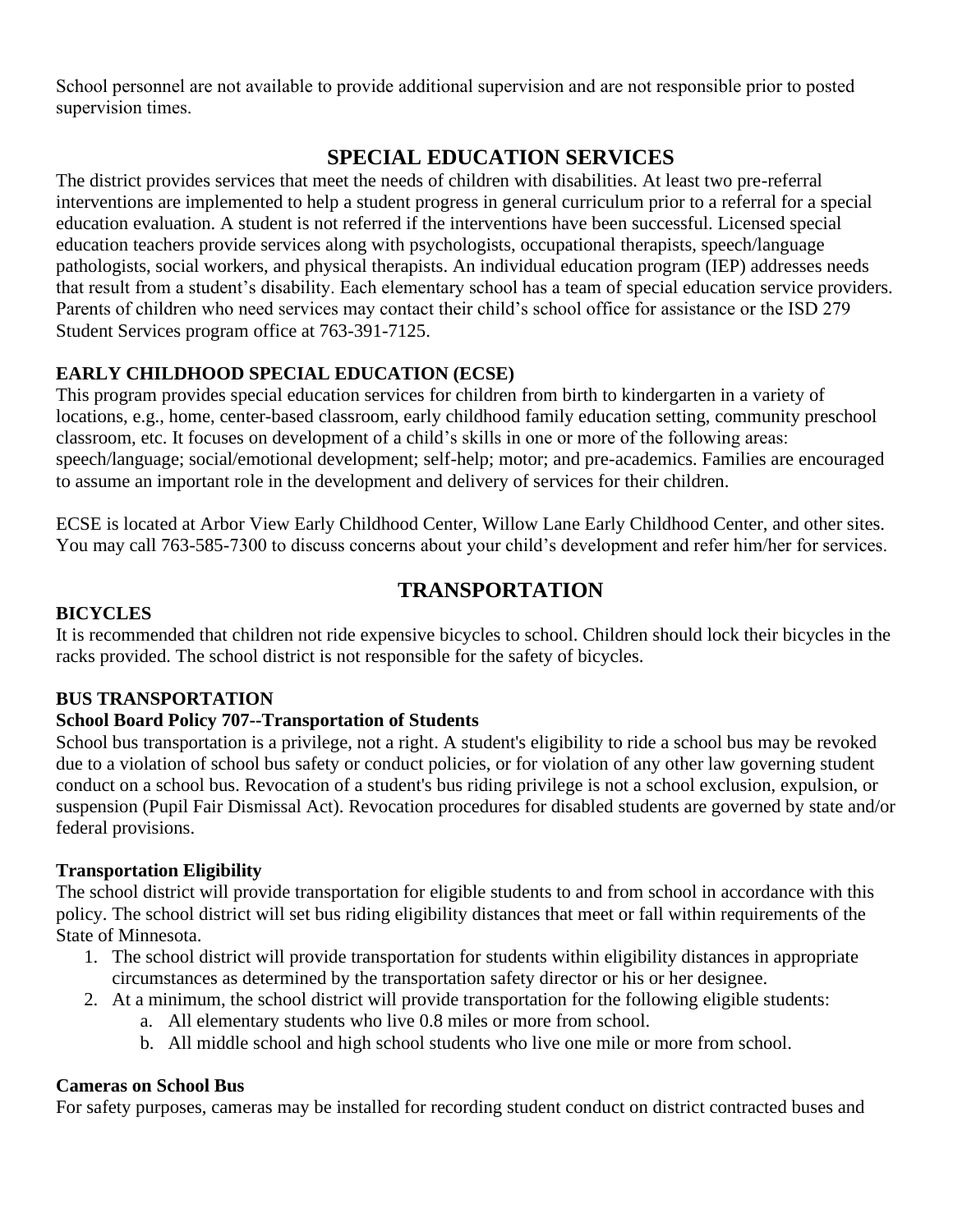School personnel are not available to provide additional supervision and are not responsible prior to posted supervision times.

## SPECIAL EDUCATION SERVICES

The district provides services that meet the needs of children with disabilities. At least two pre-referral interventions are implemented to help a student progress in general curriculum prior to a referral for a special education evaluation. A student is not referred if the interventions have been successful. Licensed special education teachers provide services along with psychologists, occupational therapists, speech/language pathologists, social workers, and physical therapists. An individual education program (IEP) addresses needs that result from a student's disability. Each elementary school has a team of special education service providers. Parents of children who need services may contact their child's school office for assistance or the ISD 279 Student Services program office at 763-391-7125.

### EARLY CHILDHOOD SPECIAL EDUCATION (ECSE)

This program provides special education services for children from birth to kindergarten in a variety of locations, e.g., home, center-based classroom, early childhood family education setting, community preschool classroom, etc. It focuses on development of a child's skills in one or more of the following areas: speech/language; social/emotional development; self-help; motor; and pre-academics. Families are encouraged to assume an important role in the development and delivery of services for their children.

ECSE is located at Arbor View Early Childhood Center, Willow Lane Early Childhood Center, and other sites. You may call 763-585-7300 to discuss concerns about your child's development and refer him/her for services.

## TRANSPORTATION

### BICYCLES

It is recommended that children not ride expensive bicycles to school. Children should lock their bicycles in the racks provided. The school district is not responsible for the safety of bicycles.

### BUS TRANSPORTATION

**School Board Policy 707--Transportation of Students**

School bus transportation is a privilege, not a right. A student's eligibility to ride a school bus may be revoked due to a violation of school bus safety or conduct policies, or for violation of any other law governing student conduct on a school bus. Revocation of a student's bus riding privilege is not a school exclusion, expulsion, or suspension (Pupil Fair Dismissal Act). Revocation procedures for disabled students are governed by state and/or federal provisions.

**Transportation Eligibility**

The school district will provide transportation for eligible students to and from school in accordance with this policy. The school district will set bus riding eligibility distances that meet or fall within requirements of the State of Minnesota.

1. The school district will provide transportation for students within eligibility distances in appropriate circumstances as determined by the transportation safety director or his or her designee.
2. At a minimum, the school district will provide transportation for the following eligible students:
    a. All elementary students who live 0.8 miles or more from school.
    b. All middle school and high school students who live one mile or more from school.

**Cameras on School Bus**

For safety purposes, cameras may be installed for recording student conduct on district contracted buses and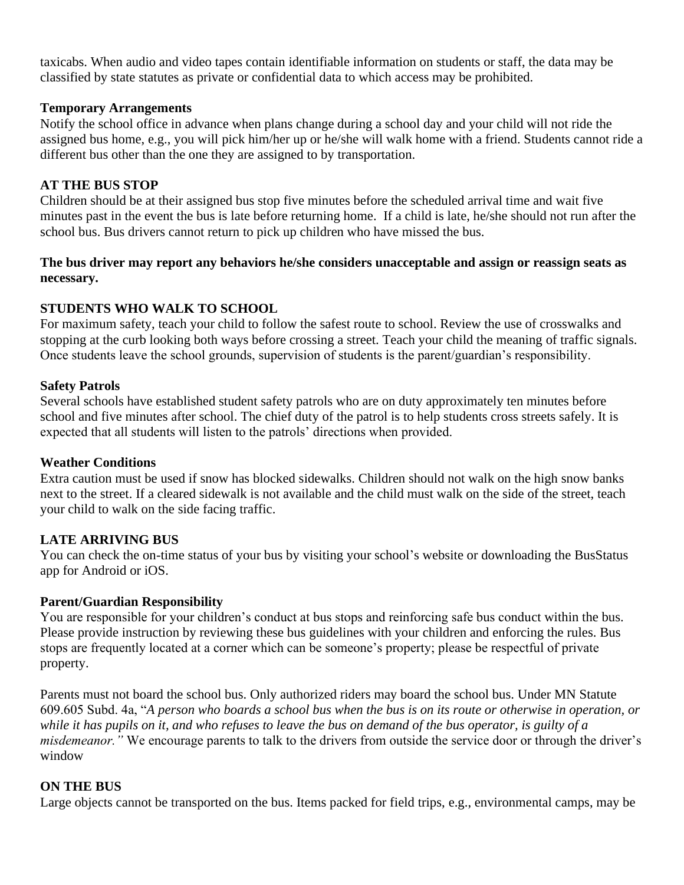taxicabs. When audio and video tapes contain identifiable information on students or staff, the data may be classified by state statutes as private or confidential data to which access may be prohibited.

### Temporary Arrangements

Notify the school office in advance when plans change during a school day and your child will not ride the assigned bus home, e.g., you will pick him/her up or he/she will walk home with a friend. Students cannot ride a different bus other than the one they are assigned to by transportation.

## AT THE BUS STOP

Children should be at their assigned bus stop five minutes before the scheduled arrival time and wait five minutes past in the event the bus is late before returning home. If a child is late, he/she should not run after the school bus. Bus drivers cannot return to pick up children who have missed the bus.

**The bus driver may report any behaviors he/she considers unacceptable and assign or reassign seats as necessary.**

## STUDENTS WHO WALK TO SCHOOL

For maximum safety, teach your child to follow the safest route to school. Review the use of crosswalks and stopping at the curb looking both ways before crossing a street. Teach your child the meaning of traffic signals. Once students leave the school grounds, supervision of students is the parent/guardian's responsibility.

### Safety Patrols

Several schools have established student safety patrols who are on duty approximately ten minutes before school and five minutes after school. The chief duty of the patrol is to help students cross streets safely. It is expected that all students will listen to the patrols' directions when provided.

### Weather Conditions

Extra caution must be used if snow has blocked sidewalks. Children should not walk on the high snow banks next to the street. If a cleared sidewalk is not available and the child must walk on the side of the street, teach your child to walk on the side facing traffic.

## LATE ARRIVING BUS

You can check the on-time status of your bus by visiting your school's website or downloading the BusStatus app for Android or iOS.

### Parent/Guardian Responsibility

You are responsible for your children's conduct at bus stops and reinforcing safe bus conduct within the bus. Please provide instruction by reviewing these bus guidelines with your children and enforcing the rules. Bus stops are frequently located at a corner which can be someone's property; please be respectful of private property.

Parents must not board the school bus. Only authorized riders may board the school bus. Under MN Statute 609.605 Subd. 4a, "*A person who boards a school bus when the bus is on its route or otherwise in operation, or while it has pupils on it, and who refuses to leave the bus on demand of the bus operator, is guilty of a misdemeanor."* We encourage parents to talk to the drivers from outside the service door or through the driver's window

## ON THE BUS

Large objects cannot be transported on the bus. Items packed for field trips, e.g., environmental camps, may be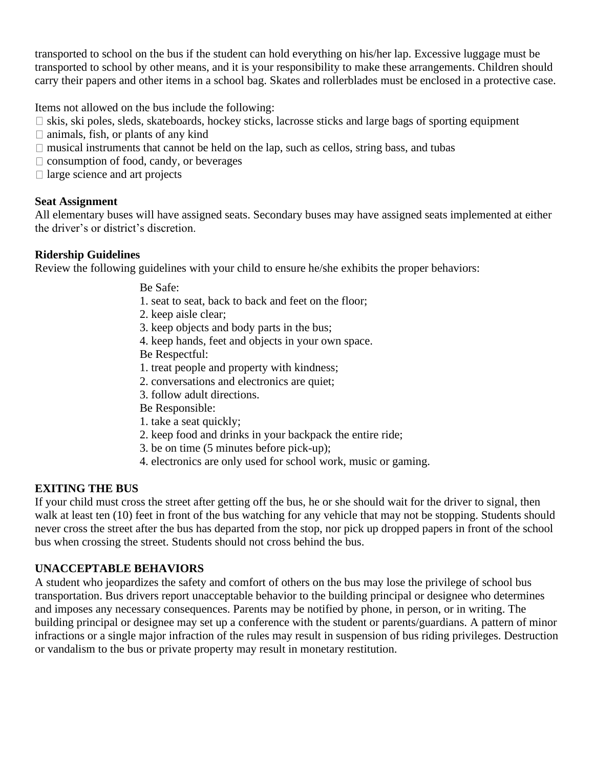transported to school on the bus if the student can hold everything on his/her lap. Excessive luggage must be transported to school by other means, and it is your responsibility to make these arrangements. Children should carry their papers and other items in a school bag. Skates and rollerblades must be enclosed in a protective case.

Items not allowed on the bus include the following:

- skis, ski poles, sleds, skateboards, hockey sticks, lacrosse sticks and large bags of sporting equipment
- animals, fish, or plants of any kind
- musical instruments that cannot be held on the lap, such as cellos, string bass, and tubas
- consumption of food, candy, or beverages
- large science and art projects

**Seat Assignment**
All elementary buses will have assigned seats. Secondary buses may have assigned seats implemented at either the driver's or district's discretion.

**Ridership Guidelines**
Review the following guidelines with your child to ensure he/she exhibits the proper behaviors:

Be Safe:
1. seat to seat, back to back and feet on the floor;
2. keep aisle clear;
3. keep objects and body parts in the bus;
4. keep hands, feet and objects in your own space.

Be Respectful:
1. treat people and property with kindness;
2. conversations and electronics are quiet;
3. follow adult directions.

Be Responsible:
1. take a seat quickly;
2. keep food and drinks in your backpack the entire ride;
3. be on time (5 minutes before pick-up);
4. electronics are only used for school work, music or gaming.

## EXITING THE BUS

If your child must cross the street after getting off the bus, he or she should wait for the driver to signal, then walk at least ten (10) feet in front of the bus watching for any vehicle that may not be stopping. Students should never cross the street after the bus has departed from the stop, nor pick up dropped papers in front of the school bus when crossing the street. Students should not cross behind the bus.

## UNACCEPTABLE BEHAVIORS

A student who jeopardizes the safety and comfort of others on the bus may lose the privilege of school bus transportation. Bus drivers report unacceptable behavior to the building principal or designee who determines and imposes any necessary consequences. Parents may be notified by phone, in person, or in writing. The building principal or designee may set up a conference with the student or parents/guardians. A pattern of minor infractions or a single major infraction of the rules may result in suspension of bus riding privileges. Destruction or vandalism to the bus or private property may result in monetary restitution.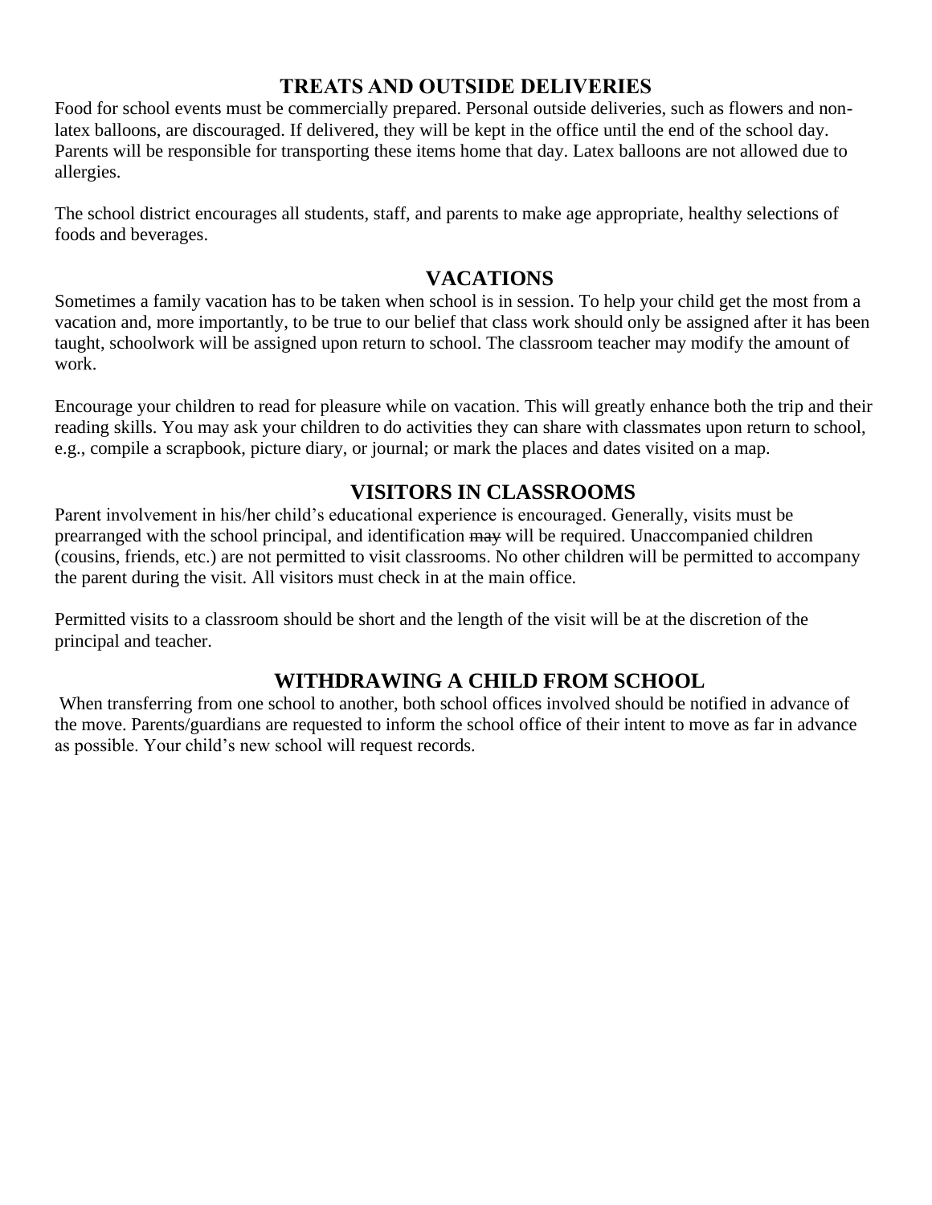## TREATS AND OUTSIDE DELIVERIES

Food for school events must be commercially prepared. Personal outside deliveries, such as flowers and non-latex balloons, are discouraged. If delivered, they will be kept in the office until the end of the school day. Parents will be responsible for transporting these items home that day. Latex balloons are not allowed due to allergies.

The school district encourages all students, staff, and parents to make age appropriate, healthy selections of foods and beverages.

## VACATIONS

Sometimes a family vacation has to be taken when school is in session. To help your child get the most from a vacation and, more importantly, to be true to our belief that class work should only be assigned after it has been taught, schoolwork will be assigned upon return to school. The classroom teacher may modify the amount of work.

Encourage your children to read for pleasure while on vacation. This will greatly enhance both the trip and their reading skills. You may ask your children to do activities they can share with classmates upon return to school, e.g., compile a scrapbook, picture diary, or journal; or mark the places and dates visited on a map.

## VISITORS IN CLASSROOMS

Parent involvement in his/her child's educational experience is encouraged. Generally, visits must be prearranged with the school principal, and identification ~~may~~ will be required. Unaccompanied children (cousins, friends, etc.) are not permitted to visit classrooms. No other children will be permitted to accompany the parent during the visit. All visitors must check in at the main office.

Permitted visits to a classroom should be short and the length of the visit will be at the discretion of the principal and teacher.

## WITHDRAWING A CHILD FROM SCHOOL

When transferring from one school to another, both school offices involved should be notified in advance of the move. Parents/guardians are requested to inform the school office of their intent to move as far in advance as possible. Your child's new school will request records.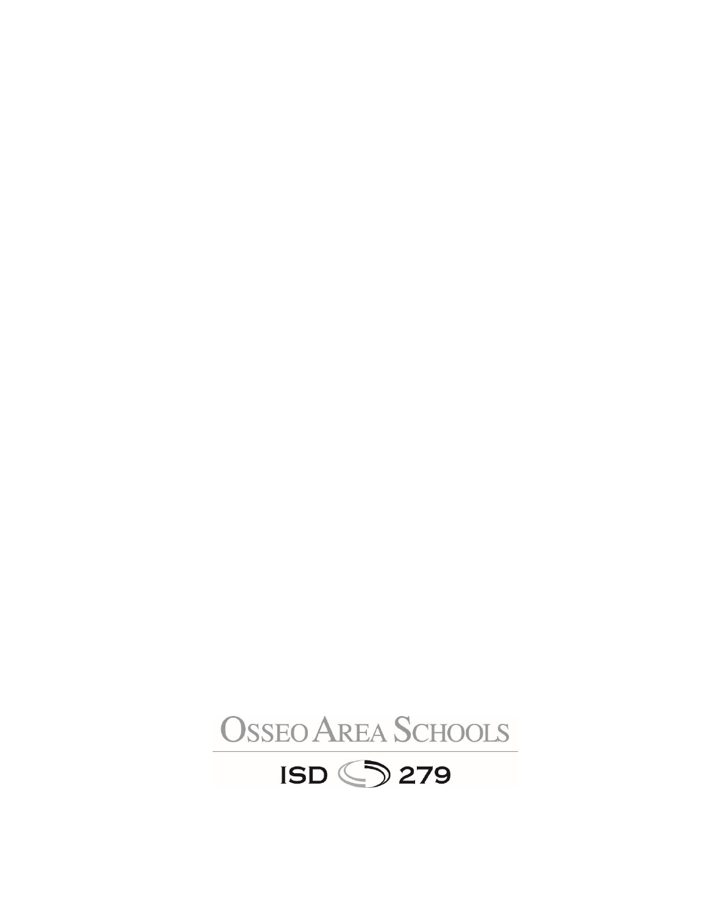OSSEO AREA SCHOOLS

ISD 279